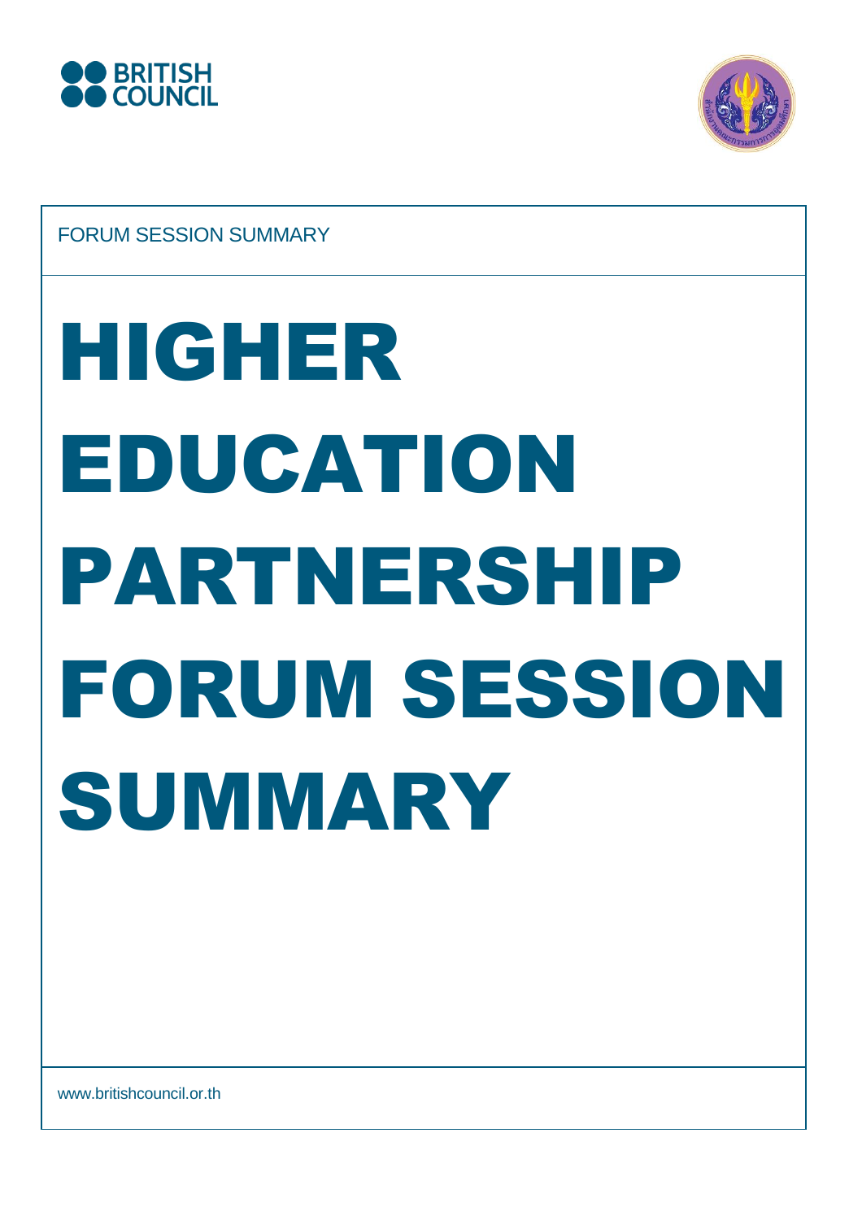BRITISH COUNCIL

FORUM SESSION SUMMARY

# HIGHER EDUCATION PARTNERSHIP FORUM SESSION SUMMARY

www.britishcouncil.or.th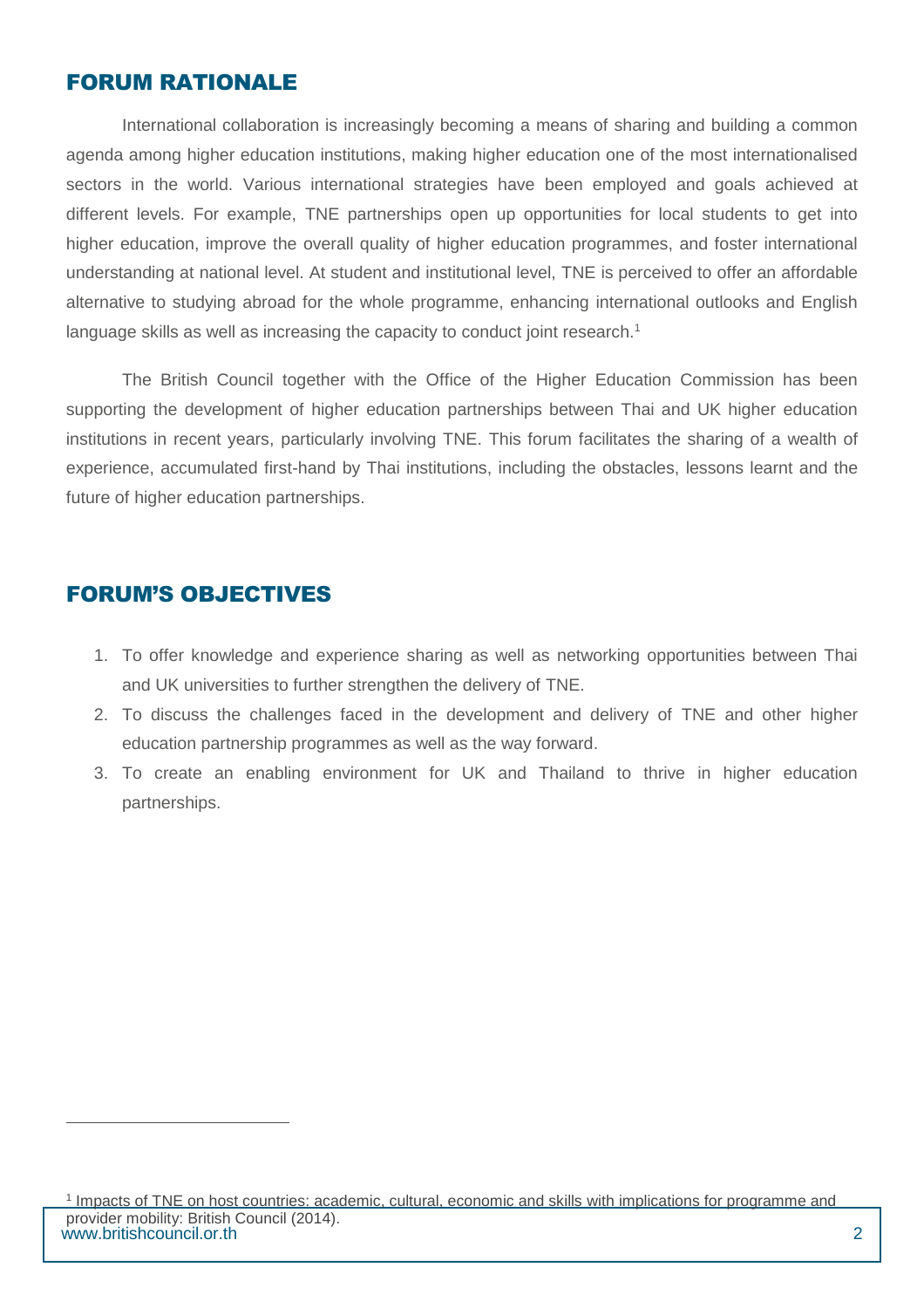## FORUM RATIONALE

International collaboration is increasingly becoming a means of sharing and building a common agenda among higher education institutions, making higher education one of the most internationalised sectors in the world. Various international strategies have been employed and goals achieved at different levels. For example, TNE partnerships open up opportunities for local students to get into higher education, improve the overall quality of higher education programmes, and foster international understanding at national level. At student and institutional level, TNE is perceived to offer an affordable alternative to studying abroad for the whole programme, enhancing international outlooks and English language skills as well as increasing the capacity to conduct joint research.[1]

The British Council together with the Office of the Higher Education Commission has been supporting the development of higher education partnerships between Thai and UK higher education institutions in recent years, particularly involving TNE. This forum facilitates the sharing of a wealth of experience, accumulated first-hand by Thai institutions, including the obstacles, lessons learnt and the future of higher education partnerships.

## FORUM'S OBJECTIVES

1. To offer knowledge and experience sharing as well as networking opportunities between Thai and UK universities to further strengthen the delivery of TNE.
2. To discuss the challenges faced in the development and delivery of TNE and other higher education partnership programmes as well as the way forward.
3. To create an enabling environment for UK and Thailand to thrive in higher education partnerships.

---

[1] Impacts of TNE on host countries: academic, cultural, economic and skills with implications for programme and provider mobility: British Council (2014).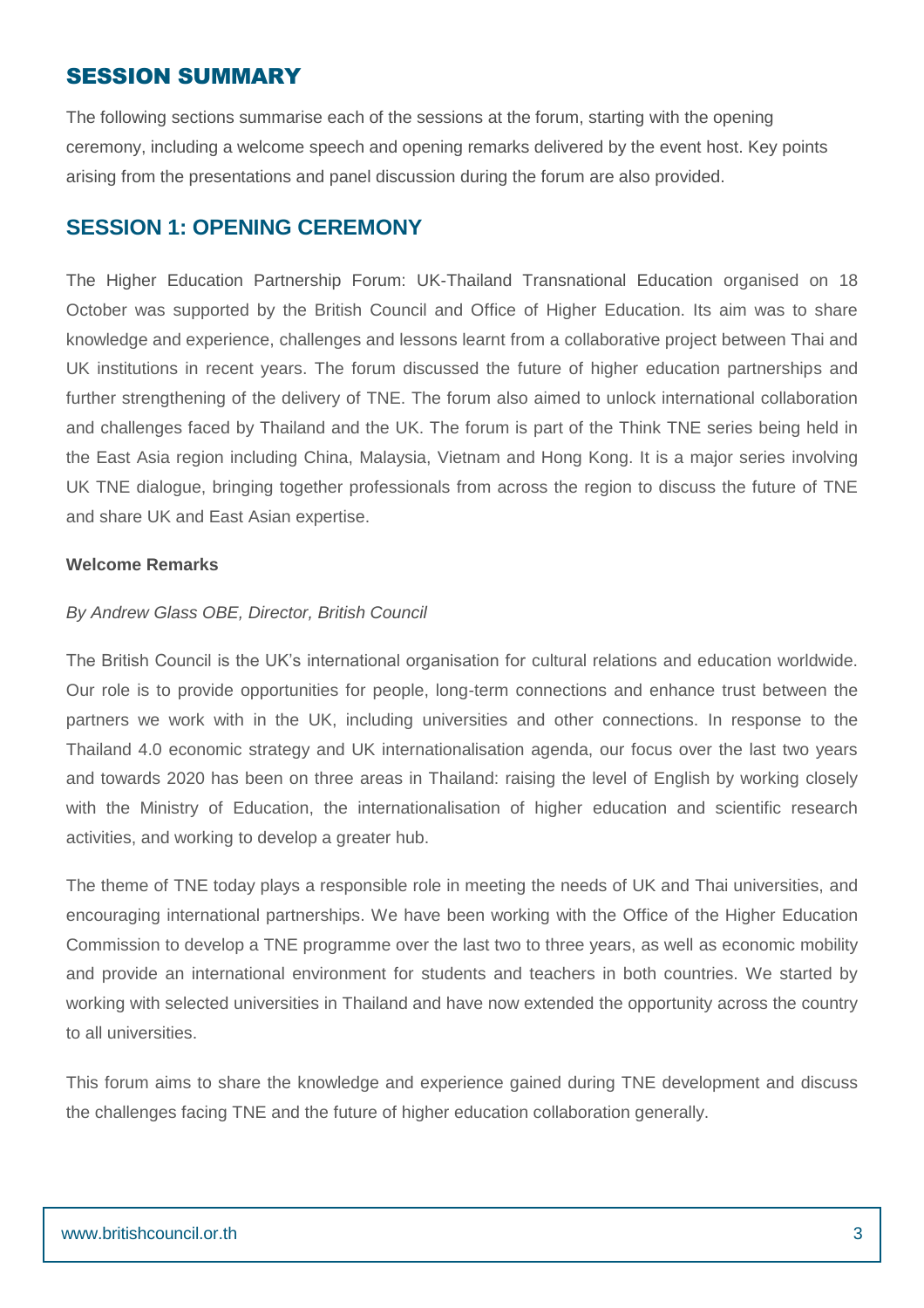## SESSION SUMMARY

The following sections summarise each of the sessions at the forum, starting with the opening ceremony, including a welcome speech and opening remarks delivered by the event host. Key points arising from the presentations and panel discussion during the forum are also provided.

## SESSION 1: OPENING CEREMONY

The Higher Education Partnership Forum: UK-Thailand Transnational Education organised on 18 October was supported by the British Council and Office of Higher Education. Its aim was to share knowledge and experience, challenges and lessons learnt from a collaborative project between Thai and UK institutions in recent years. The forum discussed the future of higher education partnerships and further strengthening of the delivery of TNE. The forum also aimed to unlock international collaboration and challenges faced by Thailand and the UK. The forum is part of the Think TNE series being held in the East Asia region including China, Malaysia, Vietnam and Hong Kong. It is a major series involving UK TNE dialogue, bringing together professionals from across the region to discuss the future of TNE and share UK and East Asian expertise.

**Welcome Remarks**

*By Andrew Glass OBE, Director, British Council*

The British Council is the UK's international organisation for cultural relations and education worldwide. Our role is to provide opportunities for people, long-term connections and enhance trust between the partners we work with in the UK, including universities and other connections. In response to the Thailand 4.0 economic strategy and UK internationalisation agenda, our focus over the last two years and towards 2020 has been on three areas in Thailand: raising the level of English by working closely with the Ministry of Education, the internationalisation of higher education and scientific research activities, and working to develop a greater hub.

The theme of TNE today plays a responsible role in meeting the needs of UK and Thai universities, and encouraging international partnerships. We have been working with the Office of the Higher Education Commission to develop a TNE programme over the last two to three years, as well as economic mobility and provide an international environment for students and teachers in both countries. We started by working with selected universities in Thailand and have now extended the opportunity across the country to all universities.

This forum aims to share the knowledge and experience gained during TNE development and discuss the challenges facing TNE and the future of higher education collaboration generally.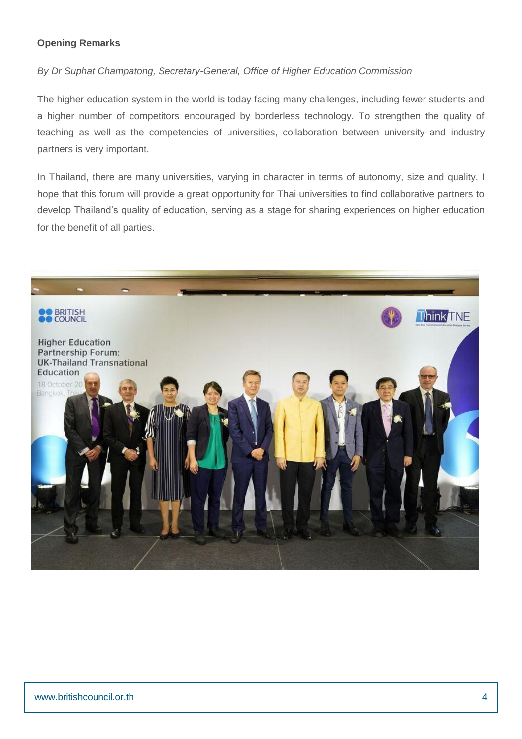**Opening Remarks**

*By Dr Suphat Champatong, Secretary-General, Office of Higher Education Commission*

The higher education system in the world is today facing many challenges, including fewer students and a higher number of competitors encouraged by borderless technology. To strengthen the quality of teaching as well as the competencies of universities, collaboration between university and industry partners is very important.

In Thailand, there are many universities, varying in character in terms of autonomy, size and quality. I hope that this forum will provide a great opportunity for Thai universities to find collaborative partners to develop Thailand's quality of education, serving as a stage for sharing experiences on higher education for the benefit of all parties.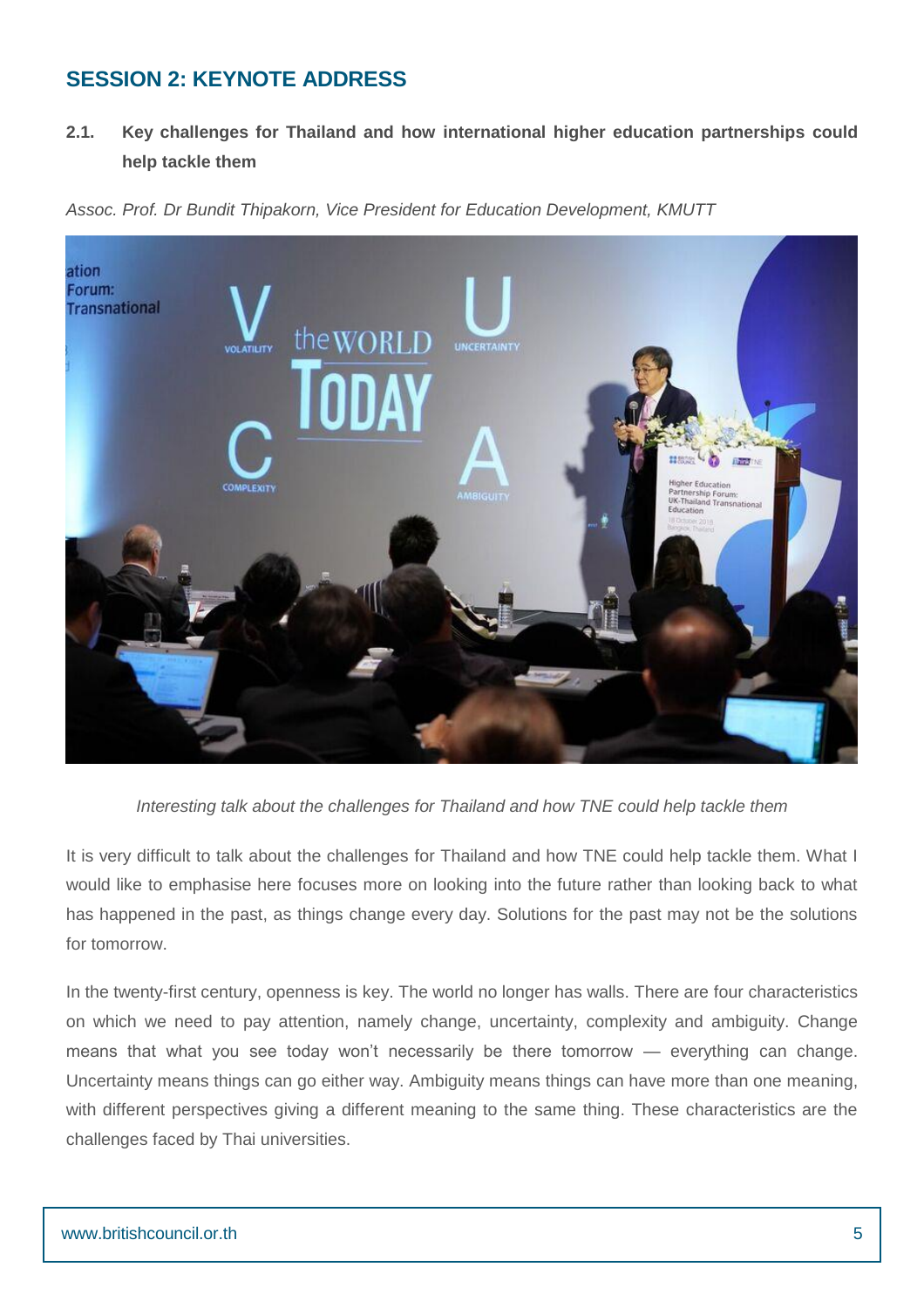## SESSION 2: KEYNOTE ADDRESS

**2.1. Key challenges for Thailand and how international higher education partnerships could help tackle them**

*Assoc. Prof. Dr Bundit Thipakorn, Vice President for Education Development, KMUTT*

*Interesting talk about the challenges for Thailand and how TNE could help tackle them*

It is very difficult to talk about the challenges for Thailand and how TNE could help tackle them. What I would like to emphasise here focuses more on looking into the future rather than looking back to what has happened in the past, as things change every day. Solutions for the past may not be the solutions for tomorrow.

In the twenty-first century, openness is key. The world no longer has walls. There are four characteristics on which we need to pay attention, namely change, uncertainty, complexity and ambiguity. Change means that what you see today won't necessarily be there tomorrow — everything can change. Uncertainty means things can go either way. Ambiguity means things can have more than one meaning, with different perspectives giving a different meaning to the same thing. These characteristics are the challenges faced by Thai universities.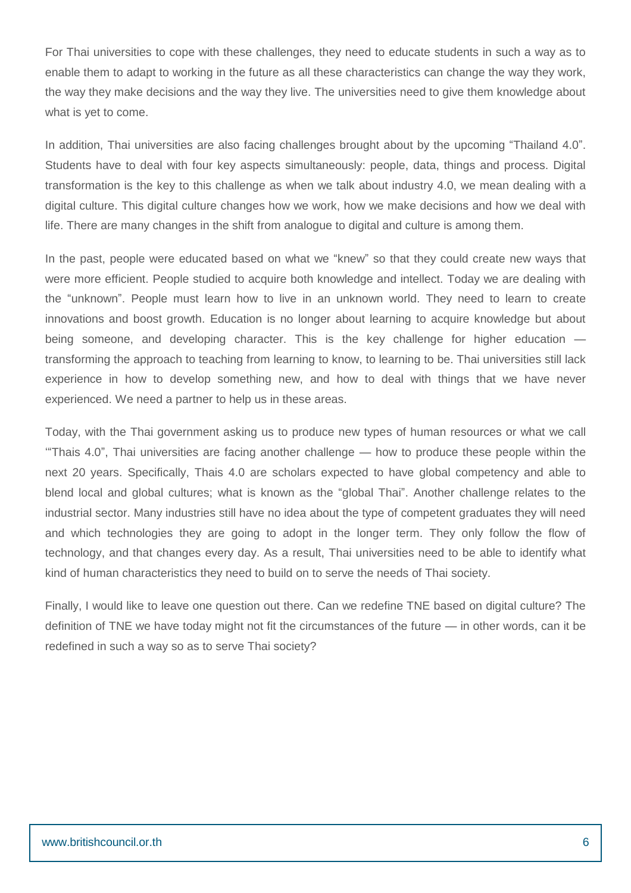For Thai universities to cope with these challenges, they need to educate students in such a way as to enable them to adapt to working in the future as all these characteristics can change the way they work, the way they make decisions and the way they live. The universities need to give them knowledge about what is yet to come.

In addition, Thai universities are also facing challenges brought about by the upcoming "Thailand 4.0". Students have to deal with four key aspects simultaneously: people, data, things and process. Digital transformation is the key to this challenge as when we talk about industry 4.0, we mean dealing with a digital culture. This digital culture changes how we work, how we make decisions and how we deal with life. There are many changes in the shift from analogue to digital and culture is among them.

In the past, people were educated based on what we "knew" so that they could create new ways that were more efficient. People studied to acquire both knowledge and intellect. Today we are dealing with the "unknown". People must learn how to live in an unknown world. They need to learn to create innovations and boost growth. Education is no longer about learning to acquire knowledge but about being someone, and developing character. This is the key challenge for higher education — transforming the approach to teaching from learning to know, to learning to be. Thai universities still lack experience in how to develop something new, and how to deal with things that we have never experienced. We need a partner to help us in these areas.

Today, with the Thai government asking us to produce new types of human resources or what we call '"Thais 4.0", Thai universities are facing another challenge — how to produce these people within the next 20 years. Specifically, Thais 4.0 are scholars expected to have global competency and able to blend local and global cultures; what is known as the "global Thai". Another challenge relates to the industrial sector. Many industries still have no idea about the type of competent graduates they will need and which technologies they are going to adopt in the longer term. They only follow the flow of technology, and that changes every day. As a result, Thai universities need to be able to identify what kind of human characteristics they need to build on to serve the needs of Thai society.

Finally, I would like to leave one question out there. Can we redefine TNE based on digital culture? The definition of TNE we have today might not fit the circumstances of the future — in other words, can it be redefined in such a way so as to serve Thai society?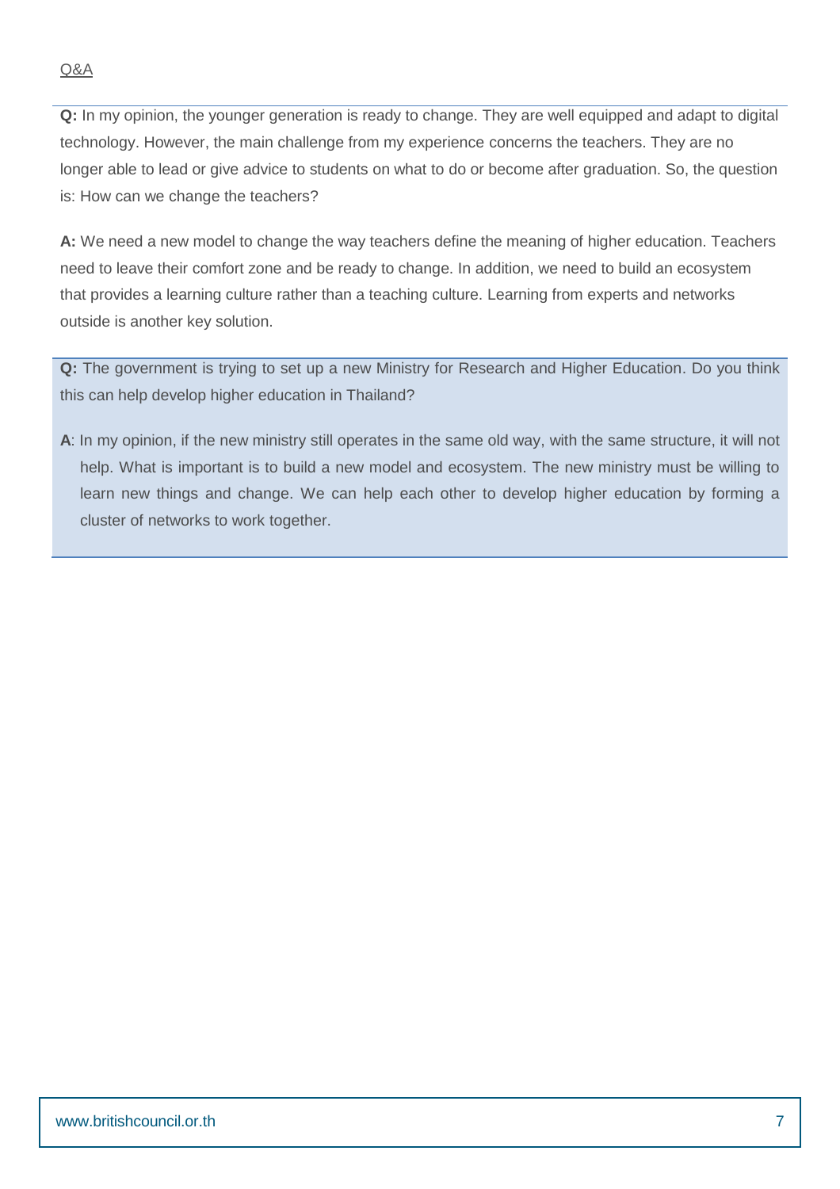Q&A

**Q:** In my opinion, the younger generation is ready to change. They are well equipped and adapt to digital technology. However, the main challenge from my experience concerns the teachers. They are no longer able to lead or give advice to students on what to do or become after graduation. So, the question is: How can we change the teachers?

**A:** We need a new model to change the way teachers define the meaning of higher education. Teachers need to leave their comfort zone and be ready to change. In addition, we need to build an ecosystem that provides a learning culture rather than a teaching culture. Learning from experts and networks outside is another key solution.

**Q:** The government is trying to set up a new Ministry for Research and Higher Education. Do you think this can help develop higher education in Thailand?

**A**: In my opinion, if the new ministry still operates in the same old way, with the same structure, it will not help. What is important is to build a new model and ecosystem. The new ministry must be willing to learn new things and change. We can help each other to develop higher education by forming a cluster of networks to work together.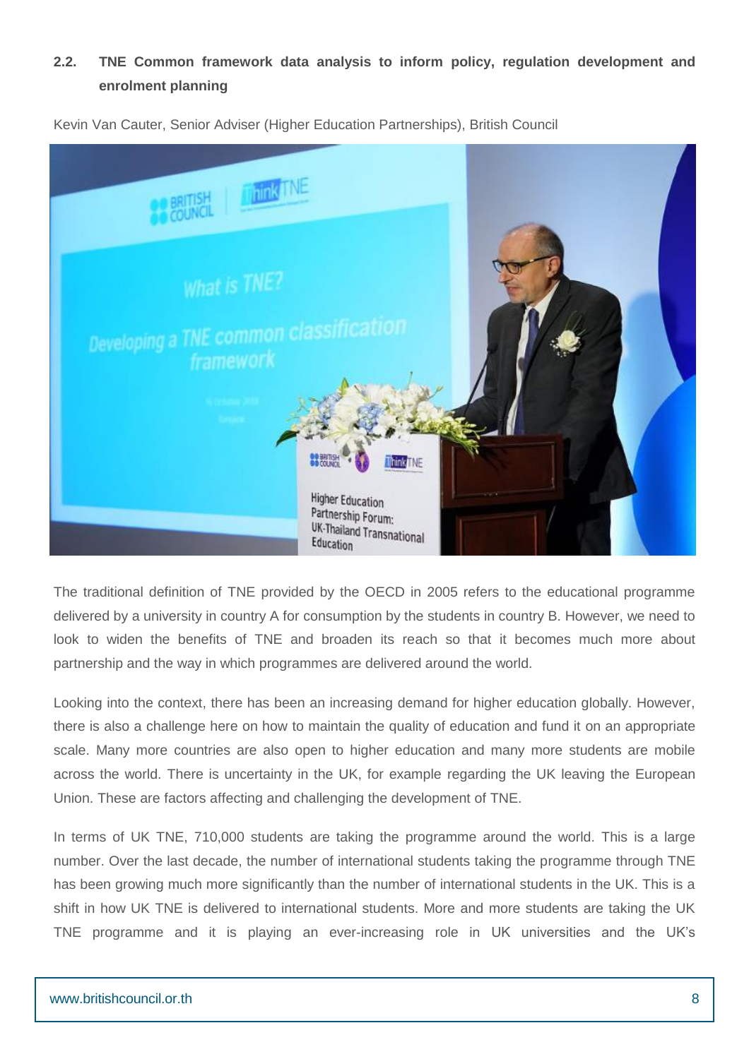## 2.2. TNE Common framework data analysis to inform policy, regulation development and enrolment planning

Kevin Van Cauter, Senior Adviser (Higher Education Partnerships), British Council

The traditional definition of TNE provided by the OECD in 2005 refers to the educational programme delivered by a university in country A for consumption by the students in country B. However, we need to look to widen the benefits of TNE and broaden its reach so that it becomes much more about partnership and the way in which programmes are delivered around the world.

Looking into the context, there has been an increasing demand for higher education globally. However, there is also a challenge here on how to maintain the quality of education and fund it on an appropriate scale. Many more countries are also open to higher education and many more students are mobile across the world. There is uncertainty in the UK, for example regarding the UK leaving the European Union. These are factors affecting and challenging the development of TNE.

In terms of UK TNE, 710,000 students are taking the programme around the world. This is a large number. Over the last decade, the number of international students taking the programme through TNE has been growing much more significantly than the number of international students in the UK. This is a shift in how UK TNE is delivered to international students. More and more students are taking the UK TNE programme and it is playing an ever-increasing role in UK universities and the UK's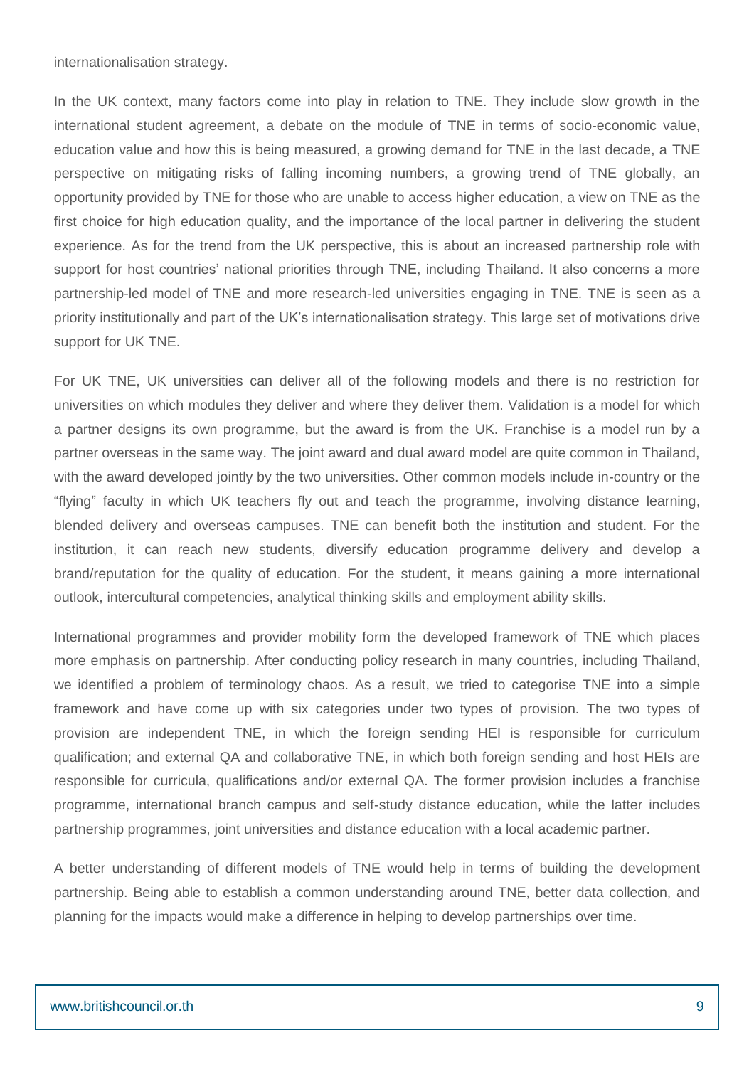internationalisation strategy.

In the UK context, many factors come into play in relation to TNE. They include slow growth in the international student agreement, a debate on the module of TNE in terms of socio-economic value, education value and how this is being measured, a growing demand for TNE in the last decade, a TNE perspective on mitigating risks of falling incoming numbers, a growing trend of TNE globally, an opportunity provided by TNE for those who are unable to access higher education, a view on TNE as the first choice for high education quality, and the importance of the local partner in delivering the student experience. As for the trend from the UK perspective, this is about an increased partnership role with support for host countries' national priorities through TNE, including Thailand. It also concerns a more partnership-led model of TNE and more research-led universities engaging in TNE. TNE is seen as a priority institutionally and part of the UK's internationalisation strategy. This large set of motivations drive support for UK TNE.

For UK TNE, UK universities can deliver all of the following models and there is no restriction for universities on which modules they deliver and where they deliver them. Validation is a model for which a partner designs its own programme, but the award is from the UK. Franchise is a model run by a partner overseas in the same way. The joint award and dual award model are quite common in Thailand, with the award developed jointly by the two universities. Other common models include in-country or the "flying" faculty in which UK teachers fly out and teach the programme, involving distance learning, blended delivery and overseas campuses. TNE can benefit both the institution and student. For the institution, it can reach new students, diversify education programme delivery and develop a brand/reputation for the quality of education. For the student, it means gaining a more international outlook, intercultural competencies, analytical thinking skills and employment ability skills.

International programmes and provider mobility form the developed framework of TNE which places more emphasis on partnership. After conducting policy research in many countries, including Thailand, we identified a problem of terminology chaos. As a result, we tried to categorise TNE into a simple framework and have come up with six categories under two types of provision. The two types of provision are independent TNE, in which the foreign sending HEI is responsible for curriculum qualification; and external QA and collaborative TNE, in which both foreign sending and host HEIs are responsible for curricula, qualifications and/or external QA. The former provision includes a franchise programme, international branch campus and self-study distance education, while the latter includes partnership programmes, joint universities and distance education with a local academic partner.

A better understanding of different models of TNE would help in terms of building the development partnership. Being able to establish a common understanding around TNE, better data collection, and planning for the impacts would make a difference in helping to develop partnerships over time.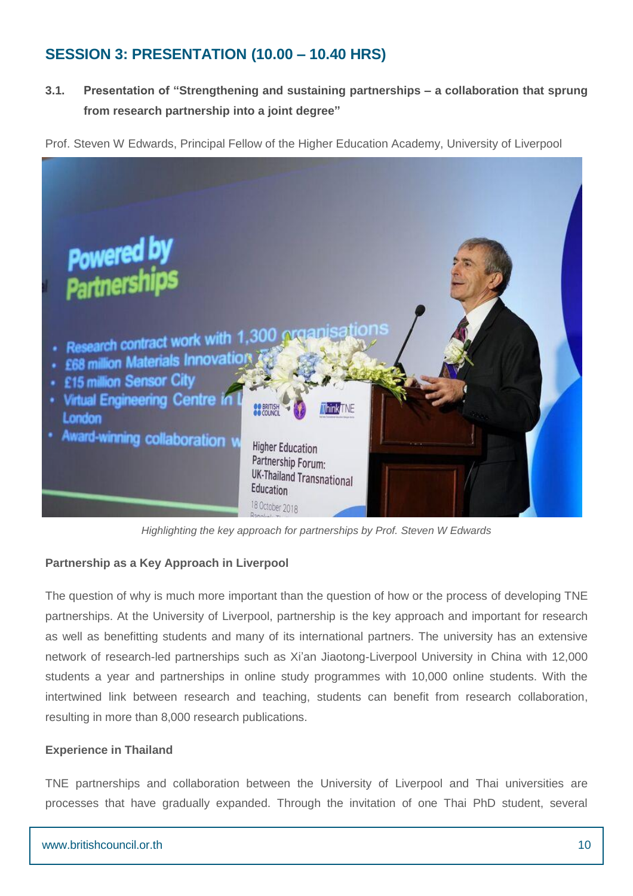## SESSION 3: PRESENTATION (10.00 – 10.40 HRS)

### 3.1. Presentation of "Strengthening and sustaining partnerships – a collaboration that sprung from research partnership into a joint degree"

Prof. Steven W Edwards, Principal Fellow of the Higher Education Academy, University of Liverpool

*Highlighting the key approach for partnerships by Prof. Steven W Edwards*

**Partnership as a Key Approach in Liverpool**

The question of why is much more important than the question of how or the process of developing TNE partnerships. At the University of Liverpool, partnership is the key approach and important for research as well as benefitting students and many of its international partners. The university has an extensive network of research-led partnerships such as Xi'an Jiaotong-Liverpool University in China with 12,000 students a year and partnerships in online study programmes with 10,000 online students. With the intertwined link between research and teaching, students can benefit from research collaboration, resulting in more than 8,000 research publications.

**Experience in Thailand**

TNE partnerships and collaboration between the University of Liverpool and Thai universities are processes that have gradually expanded. Through the invitation of one Thai PhD student, several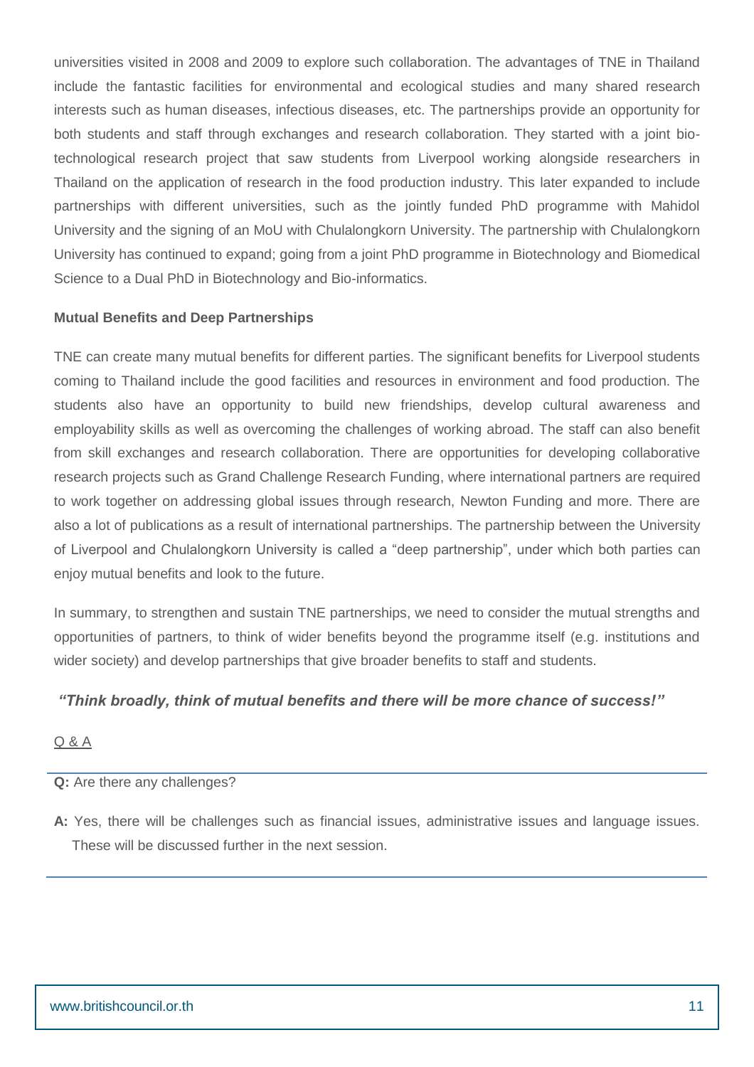universities visited in 2008 and 2009 to explore such collaboration. The advantages of TNE in Thailand include the fantastic facilities for environmental and ecological studies and many shared research interests such as human diseases, infectious diseases, etc. The partnerships provide an opportunity for both students and staff through exchanges and research collaboration. They started with a joint bio-technological research project that saw students from Liverpool working alongside researchers in Thailand on the application of research in the food production industry. This later expanded to include partnerships with different universities, such as the jointly funded PhD programme with Mahidol University and the signing of an MoU with Chulalongkorn University. The partnership with Chulalongkorn University has continued to expand; going from a joint PhD programme in Biotechnology and Biomedical Science to a Dual PhD in Biotechnology and Bio-informatics.

**Mutual Benefits and Deep Partnerships**

TNE can create many mutual benefits for different parties. The significant benefits for Liverpool students coming to Thailand include the good facilities and resources in environment and food production. The students also have an opportunity to build new friendships, develop cultural awareness and employability skills as well as overcoming the challenges of working abroad. The staff can also benefit from skill exchanges and research collaboration. There are opportunities for developing collaborative research projects such as Grand Challenge Research Funding, where international partners are required to work together on addressing global issues through research, Newton Funding and more. There are also a lot of publications as a result of international partnerships. The partnership between the University of Liverpool and Chulalongkorn University is called a "deep partnership", under which both parties can enjoy mutual benefits and look to the future.

In summary, to strengthen and sustain TNE partnerships, we need to consider the mutual strengths and opportunities of partners, to think of wider benefits beyond the programme itself (e.g. institutions and wider society) and develop partnerships that give broader benefits to staff and students.

***"Think broadly, think of mutual benefits and there will be more chance of success!"***

Q & A

**Q:** Are there any challenges?

**A:** Yes, there will be challenges such as financial issues, administrative issues and language issues. These will be discussed further in the next session.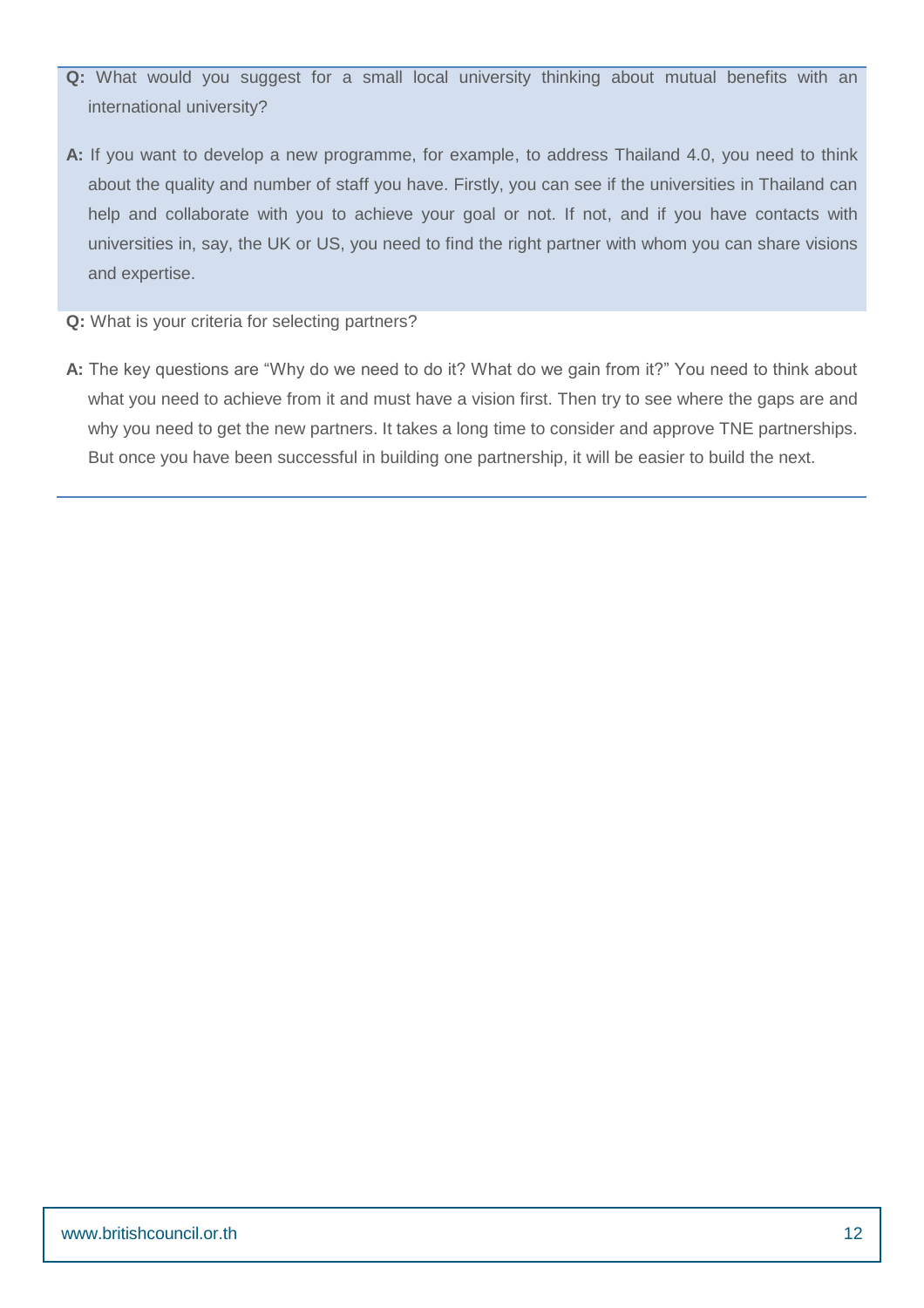**Q:** What would you suggest for a small local university thinking about mutual benefits with an international university?

**A:** If you want to develop a new programme, for example, to address Thailand 4.0, you need to think about the quality and number of staff you have. Firstly, you can see if the universities in Thailand can help and collaborate with you to achieve your goal or not. If not, and if you have contacts with universities in, say, the UK or US, you need to find the right partner with whom you can share visions and expertise.

**Q:** What is your criteria for selecting partners?

**A:** The key questions are "Why do we need to do it? What do we gain from it?" You need to think about what you need to achieve from it and must have a vision first. Then try to see where the gaps are and why you need to get the new partners. It takes a long time to consider and approve TNE partnerships. But once you have been successful in building one partnership, it will be easier to build the next.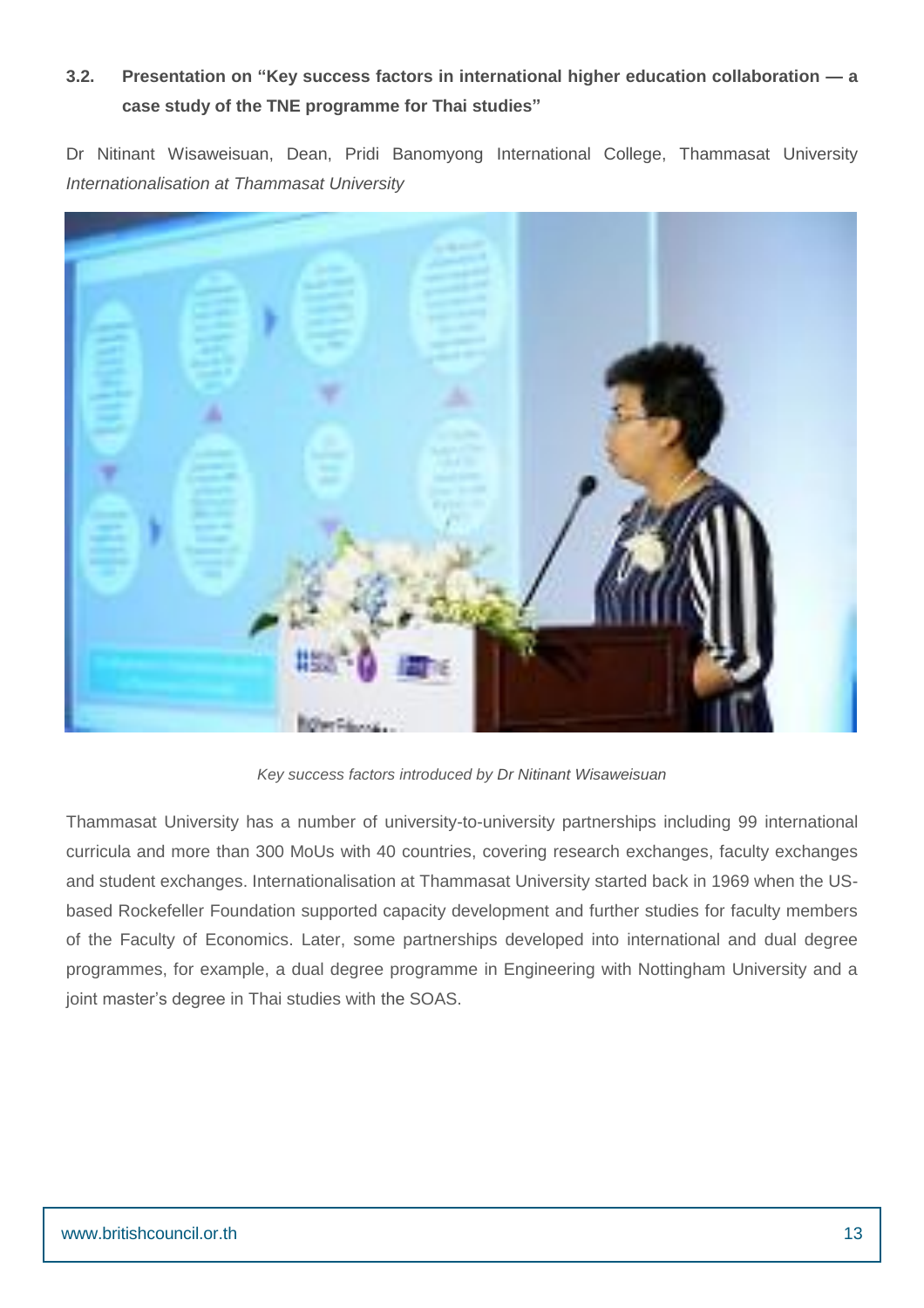### 3.2. Presentation on "Key success factors in international higher education collaboration — a case study of the TNE programme for Thai studies"

Dr Nitinant Wisaweisuan, Dean, Pridi Banomyong International College, Thammasat University

*Internationalisation at Thammasat University*

*Key success factors introduced by Dr Nitinant Wisaweisuan*

Thammasat University has a number of university-to-university partnerships including 99 international curricula and more than 300 MoUs with 40 countries, covering research exchanges, faculty exchanges and student exchanges. Internationalisation at Thammasat University started back in 1969 when the US-based Rockefeller Foundation supported capacity development and further studies for faculty members of the Faculty of Economics. Later, some partnerships developed into international and dual degree programmes, for example, a dual degree programme in Engineering with Nottingham University and a joint master's degree in Thai studies with the SOAS.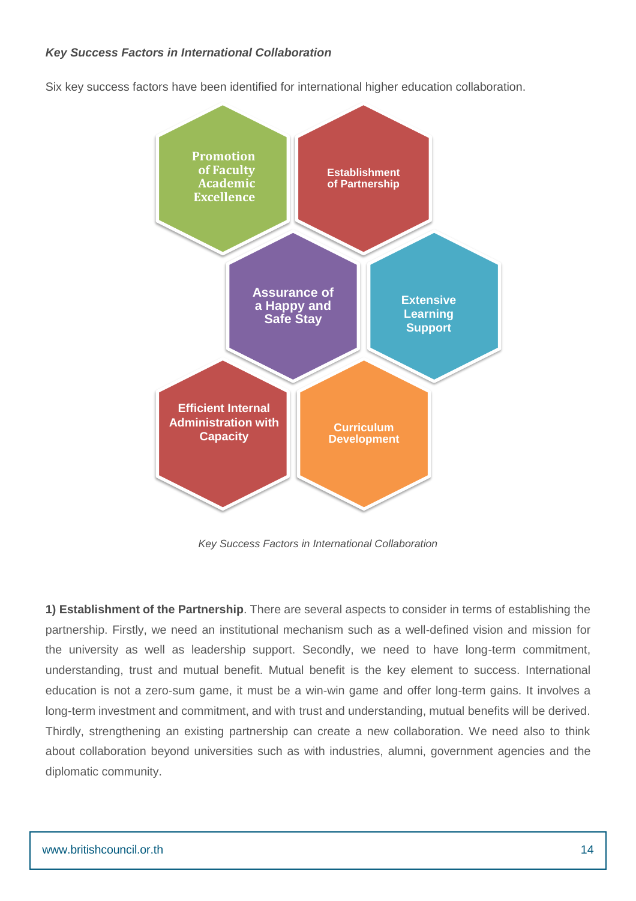***Key Success Factors in International Collaboration***

Six key success factors have been identified for international higher education collaboration.

Promotion of Faculty Academic Excellence

Establishment of Partnership

Assurance of a Happy and Safe Stay

Extensive Learning Support

Efficient Internal Administration with Capacity

Curriculum Development

*Key Success Factors in International Collaboration*

**1) Establishment of the Partnership**. There are several aspects to consider in terms of establishing the partnership. Firstly, we need an institutional mechanism such as a well-defined vision and mission for the university as well as leadership support. Secondly, we need to have long-term commitment, understanding, trust and mutual benefit. Mutual benefit is the key element to success. International education is not a zero-sum game, it must be a win-win game and offer long-term gains. It involves a long-term investment and commitment, and with trust and understanding, mutual benefits will be derived. Thirdly, strengthening an existing partnership can create a new collaboration. We need also to think about collaboration beyond universities such as with industries, alumni, government agencies and the diplomatic community.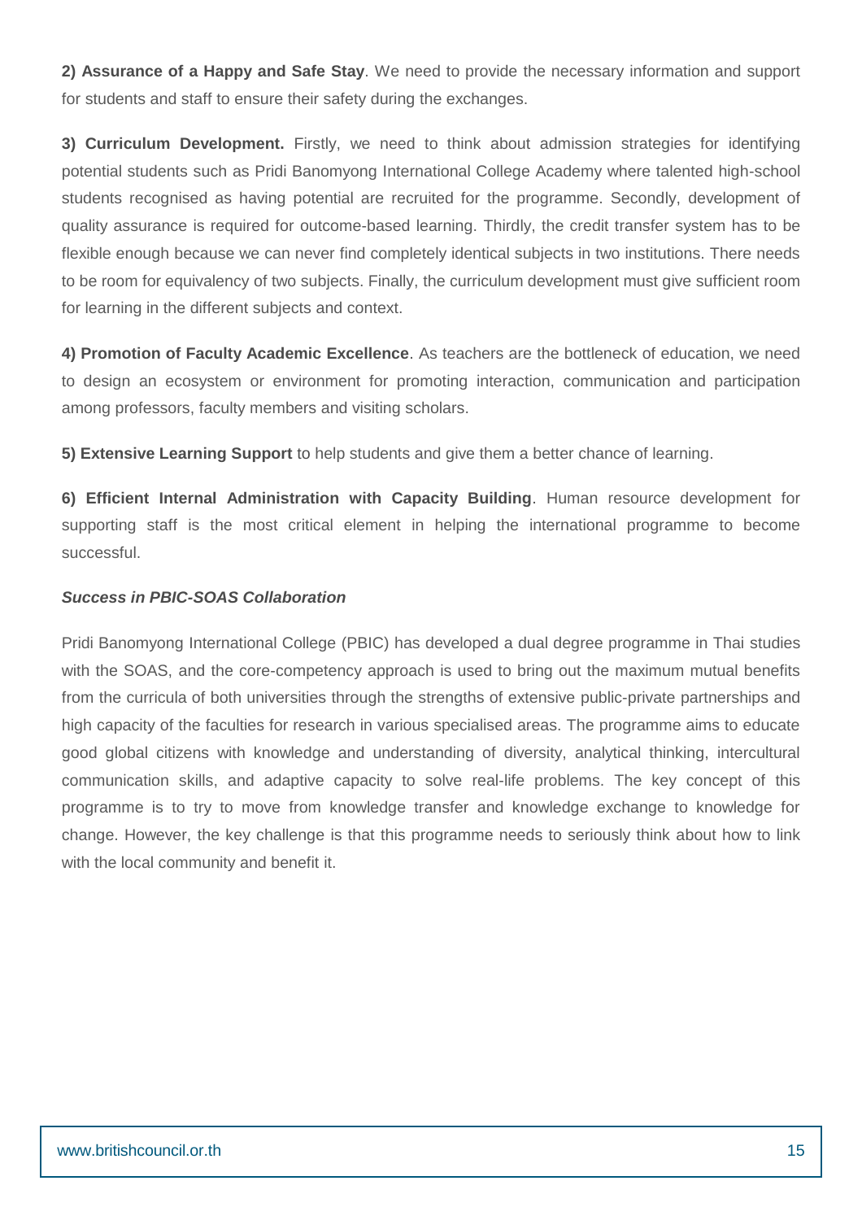**2) Assurance of a Happy and Safe Stay**. We need to provide the necessary information and support for students and staff to ensure their safety during the exchanges.

**3) Curriculum Development.** Firstly, we need to think about admission strategies for identifying potential students such as Pridi Banomyong International College Academy where talented high-school students recognised as having potential are recruited for the programme. Secondly, development of quality assurance is required for outcome-based learning. Thirdly, the credit transfer system has to be flexible enough because we can never find completely identical subjects in two institutions. There needs to be room for equivalency of two subjects. Finally, the curriculum development must give sufficient room for learning in the different subjects and context.

**4) Promotion of Faculty Academic Excellence**. As teachers are the bottleneck of education, we need to design an ecosystem or environment for promoting interaction, communication and participation among professors, faculty members and visiting scholars.

**5) Extensive Learning Support** to help students and give them a better chance of learning.

**6) Efficient Internal Administration with Capacity Building**. Human resource development for supporting staff is the most critical element in helping the international programme to become successful.

***Success in PBIC-SOAS Collaboration***

Pridi Banomyong International College (PBIC) has developed a dual degree programme in Thai studies with the SOAS, and the core-competency approach is used to bring out the maximum mutual benefits from the curricula of both universities through the strengths of extensive public-private partnerships and high capacity of the faculties for research in various specialised areas. The programme aims to educate good global citizens with knowledge and understanding of diversity, analytical thinking, intercultural communication skills, and adaptive capacity to solve real-life problems. The key concept of this programme is to try to move from knowledge transfer and knowledge exchange to knowledge for change. However, the key challenge is that this programme needs to seriously think about how to link with the local community and benefit it.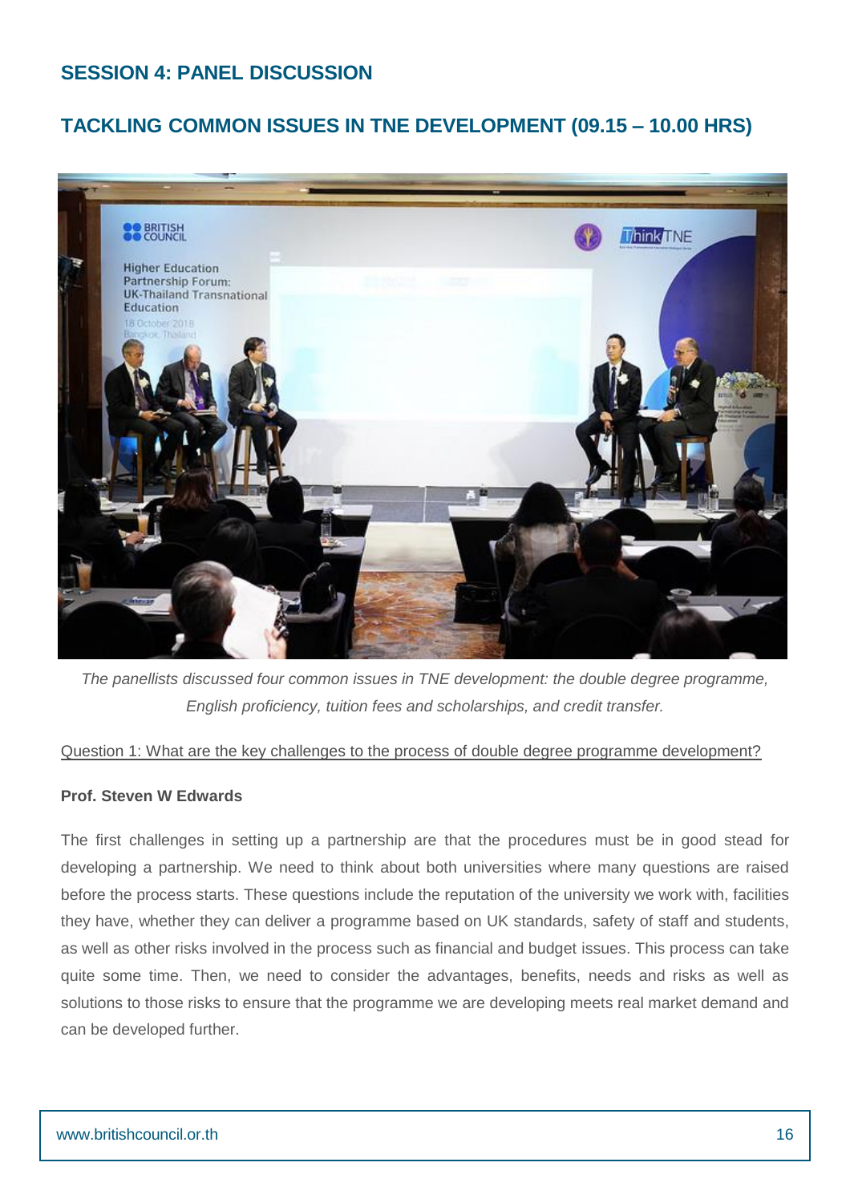## SESSION 4: PANEL DISCUSSION

## TACKLING COMMON ISSUES IN TNE DEVELOPMENT (09.15 – 10.00 HRS)

*The panellists discussed four common issues in TNE development: the double degree programme, English proficiency, tuition fees and scholarships, and credit transfer.*

<u>Question 1: What are the key challenges to the process of double degree programme development?</u>

**Prof. Steven W Edwards**

The first challenges in setting up a partnership are that the procedures must be in good stead for developing a partnership. We need to think about both universities where many questions are raised before the process starts. These questions include the reputation of the university we work with, facilities they have, whether they can deliver a programme based on UK standards, safety of staff and students, as well as other risks involved in the process such as financial and budget issues. This process can take quite some time. Then, we need to consider the advantages, benefits, needs and risks as well as solutions to those risks to ensure that the programme we are developing meets real market demand and can be developed further.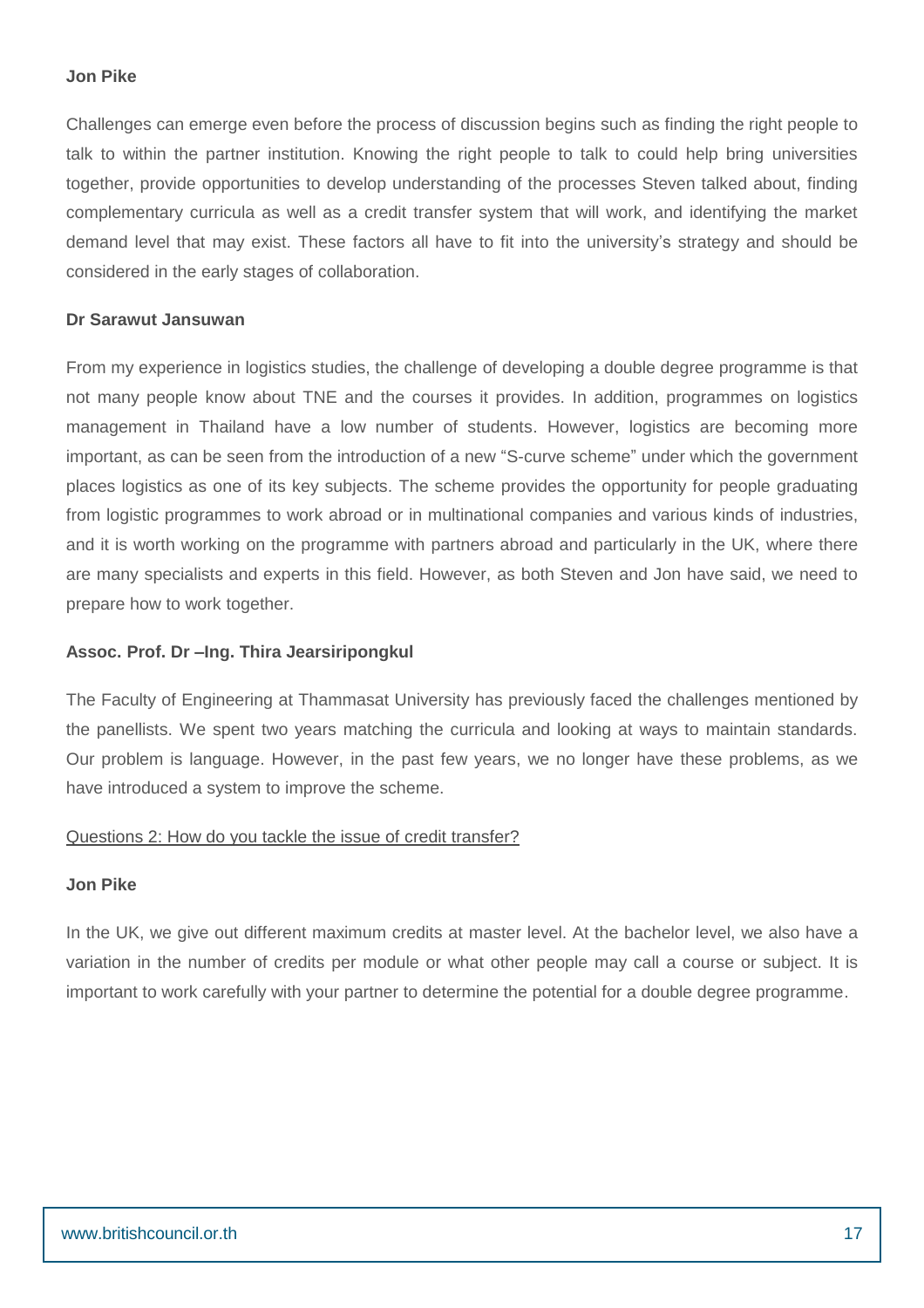**Jon Pike**

Challenges can emerge even before the process of discussion begins such as finding the right people to talk to within the partner institution. Knowing the right people to talk to could help bring universities together, provide opportunities to develop understanding of the processes Steven talked about, finding complementary curricula as well as a credit transfer system that will work, and identifying the market demand level that may exist. These factors all have to fit into the university's strategy and should be considered in the early stages of collaboration.

**Dr Sarawut Jansuwan**

From my experience in logistics studies, the challenge of developing a double degree programme is that not many people know about TNE and the courses it provides. In addition, programmes on logistics management in Thailand have a low number of students. However, logistics are becoming more important, as can be seen from the introduction of a new "S-curve scheme" under which the government places logistics as one of its key subjects. The scheme provides the opportunity for people graduating from logistic programmes to work abroad or in multinational companies and various kinds of industries, and it is worth working on the programme with partners abroad and particularly in the UK, where there are many specialists and experts in this field. However, as both Steven and Jon have said, we need to prepare how to work together.

**Assoc. Prof. Dr –Ing. Thira Jearsiripongkul**

The Faculty of Engineering at Thammasat University has previously faced the challenges mentioned by the panellists. We spent two years matching the curricula and looking at ways to maintain standards. Our problem is language. However, in the past few years, we no longer have these problems, as we have introduced a system to improve the scheme.

Questions 2: How do you tackle the issue of credit transfer?

**Jon Pike**

In the UK, we give out different maximum credits at master level. At the bachelor level, we also have a variation in the number of credits per module or what other people may call a course or subject. It is important to work carefully with your partner to determine the potential for a double degree programme.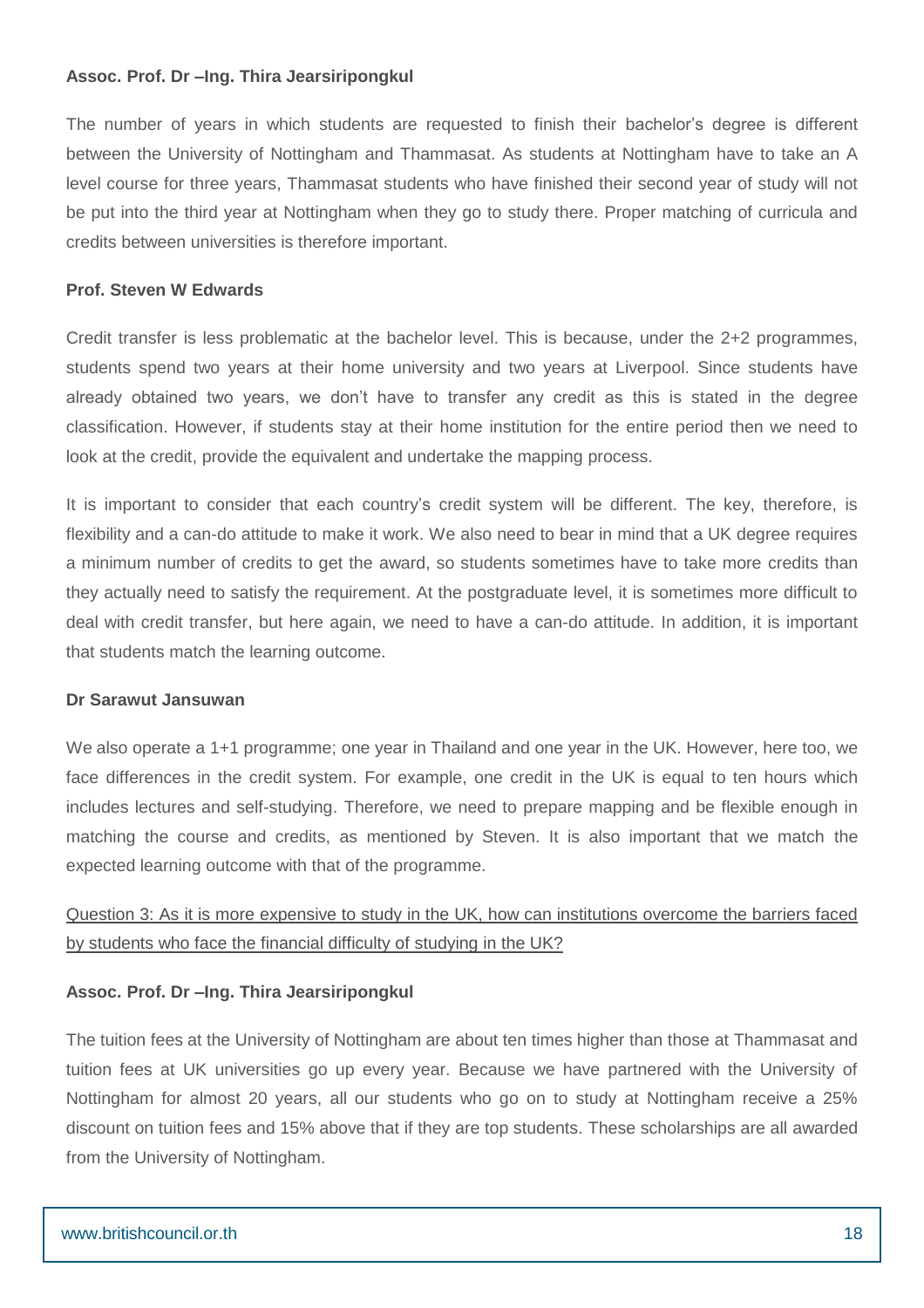**Assoc. Prof. Dr –Ing. Thira Jearsiripongkul**

The number of years in which students are requested to finish their bachelor's degree is different between the University of Nottingham and Thammasat. As students at Nottingham have to take an A level course for three years, Thammasat students who have finished their second year of study will not be put into the third year at Nottingham when they go to study there. Proper matching of curricula and credits between universities is therefore important.

**Prof. Steven W Edwards**

Credit transfer is less problematic at the bachelor level. This is because, under the 2+2 programmes, students spend two years at their home university and two years at Liverpool. Since students have already obtained two years, we don't have to transfer any credit as this is stated in the degree classification. However, if students stay at their home institution for the entire period then we need to look at the credit, provide the equivalent and undertake the mapping process.

It is important to consider that each country's credit system will be different. The key, therefore, is flexibility and a can-do attitude to make it work. We also need to bear in mind that a UK degree requires a minimum number of credits to get the award, so students sometimes have to take more credits than they actually need to satisfy the requirement. At the postgraduate level, it is sometimes more difficult to deal with credit transfer, but here again, we need to have a can-do attitude. In addition, it is important that students match the learning outcome.

**Dr Sarawut Jansuwan**

We also operate a 1+1 programme; one year in Thailand and one year in the UK. However, here too, we face differences in the credit system. For example, one credit in the UK is equal to ten hours which includes lectures and self-studying. Therefore, we need to prepare mapping and be flexible enough in matching the course and credits, as mentioned by Steven. It is also important that we match the expected learning outcome with that of the programme.

Question 3: As it is more expensive to study in the UK, how can institutions overcome the barriers faced by students who face the financial difficulty of studying in the UK?

**Assoc. Prof. Dr –Ing. Thira Jearsiripongkul**

The tuition fees at the University of Nottingham are about ten times higher than those at Thammasat and tuition fees at UK universities go up every year. Because we have partnered with the University of Nottingham for almost 20 years, all our students who go on to study at Nottingham receive a 25% discount on tuition fees and 15% above that if they are top students. These scholarships are all awarded from the University of Nottingham.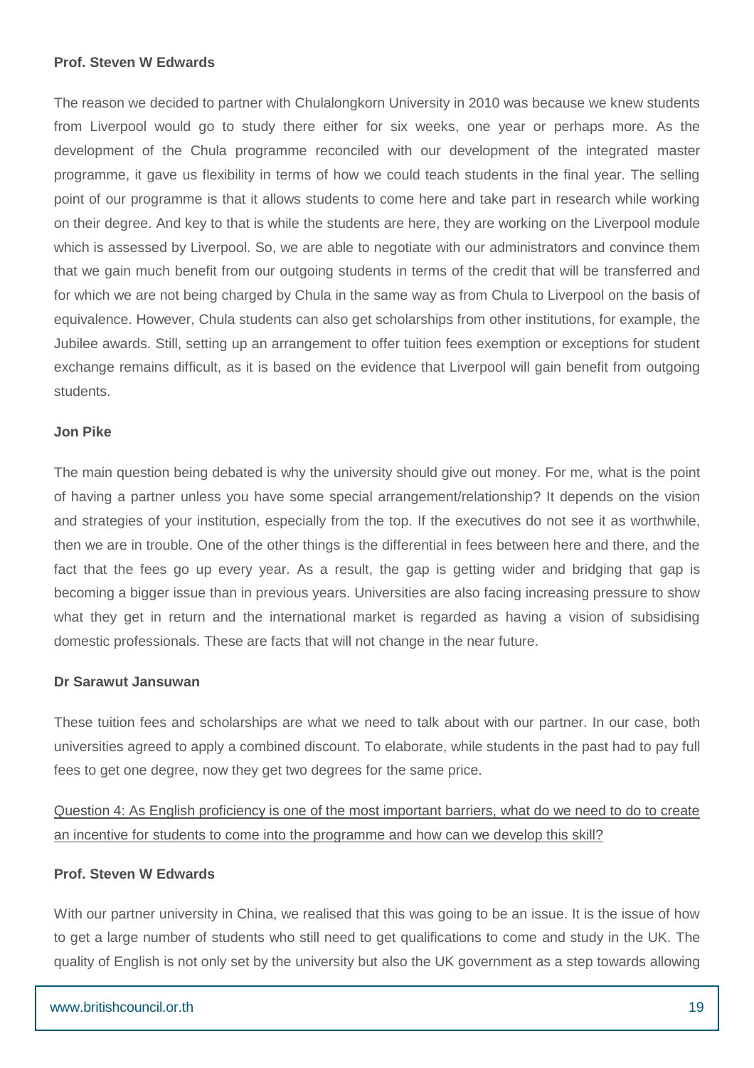**Prof. Steven W Edwards**

The reason we decided to partner with Chulalongkorn University in 2010 was because we knew students from Liverpool would go to study there either for six weeks, one year or perhaps more. As the development of the Chula programme reconciled with our development of the integrated master programme, it gave us flexibility in terms of how we could teach students in the final year. The selling point of our programme is that it allows students to come here and take part in research while working on their degree. And key to that is while the students are here, they are working on the Liverpool module which is assessed by Liverpool. So, we are able to negotiate with our administrators and convince them that we gain much benefit from our outgoing students in terms of the credit that will be transferred and for which we are not being charged by Chula in the same way as from Chula to Liverpool on the basis of equivalence. However, Chula students can also get scholarships from other institutions, for example, the Jubilee awards. Still, setting up an arrangement to offer tuition fees exemption or exceptions for student exchange remains difficult, as it is based on the evidence that Liverpool will gain benefit from outgoing students.

**Jon Pike**

The main question being debated is why the university should give out money. For me, what is the point of having a partner unless you have some special arrangement/relationship? It depends on the vision and strategies of your institution, especially from the top. If the executives do not see it as worthwhile, then we are in trouble. One of the other things is the differential in fees between here and there, and the fact that the fees go up every year. As a result, the gap is getting wider and bridging that gap is becoming a bigger issue than in previous years. Universities are also facing increasing pressure to show what they get in return and the international market is regarded as having a vision of subsidising domestic professionals. These are facts that will not change in the near future.

**Dr Sarawut Jansuwan**

These tuition fees and scholarships are what we need to talk about with our partner. In our case, both universities agreed to apply a combined discount. To elaborate, while students in the past had to pay full fees to get one degree, now they get two degrees for the same price.

<u>Question 4: As English proficiency is one of the most important barriers, what do we need to do to create an incentive for students to come into the programme and how can we develop this skill?</u>

**Prof. Steven W Edwards**

With our partner university in China, we realised that this was going to be an issue. It is the issue of how to get a large number of students who still need to get qualifications to come and study in the UK. The quality of English is not only set by the university but also the UK government as a step towards allowing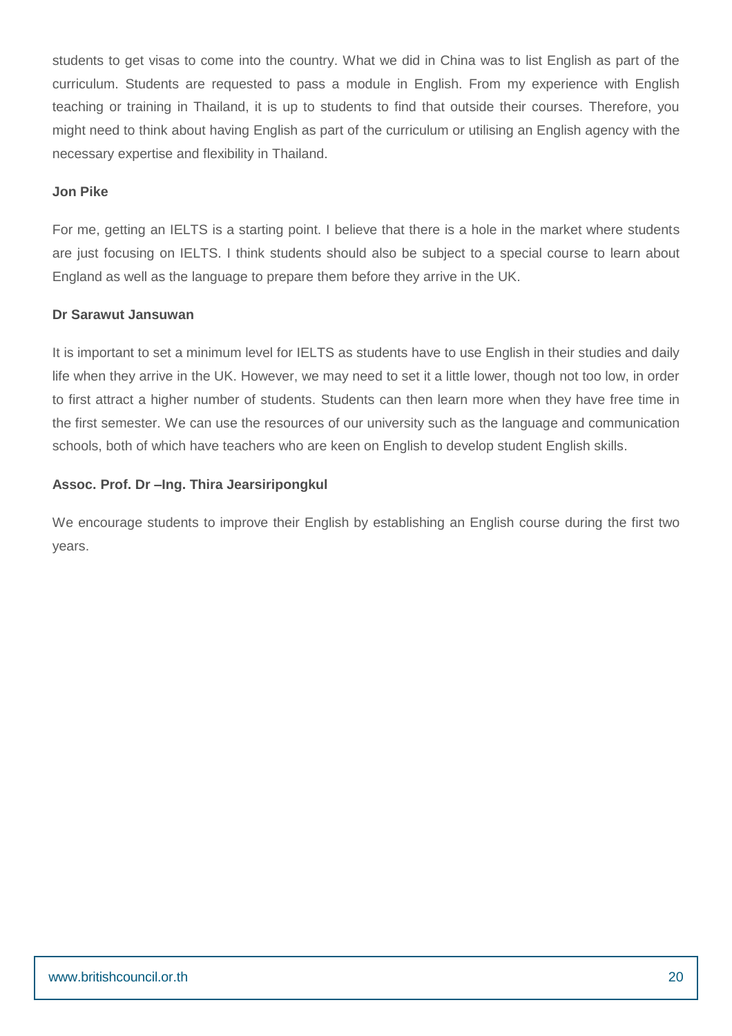students to get visas to come into the country. What we did in China was to list English as part of the curriculum. Students are requested to pass a module in English. From my experience with English teaching or training in Thailand, it is up to students to find that outside their courses. Therefore, you might need to think about having English as part of the curriculum or utilising an English agency with the necessary expertise and flexibility in Thailand.

**Jon Pike**

For me, getting an IELTS is a starting point. I believe that there is a hole in the market where students are just focusing on IELTS. I think students should also be subject to a special course to learn about England as well as the language to prepare them before they arrive in the UK.

**Dr Sarawut Jansuwan**

It is important to set a minimum level for IELTS as students have to use English in their studies and daily life when they arrive in the UK. However, we may need to set it a little lower, though not too low, in order to first attract a higher number of students. Students can then learn more when they have free time in the first semester. We can use the resources of our university such as the language and communication schools, both of which have teachers who are keen on English to develop student English skills.

**Assoc. Prof. Dr –Ing. Thira Jearsiripongkul**

We encourage students to improve their English by establishing an English course during the first two years.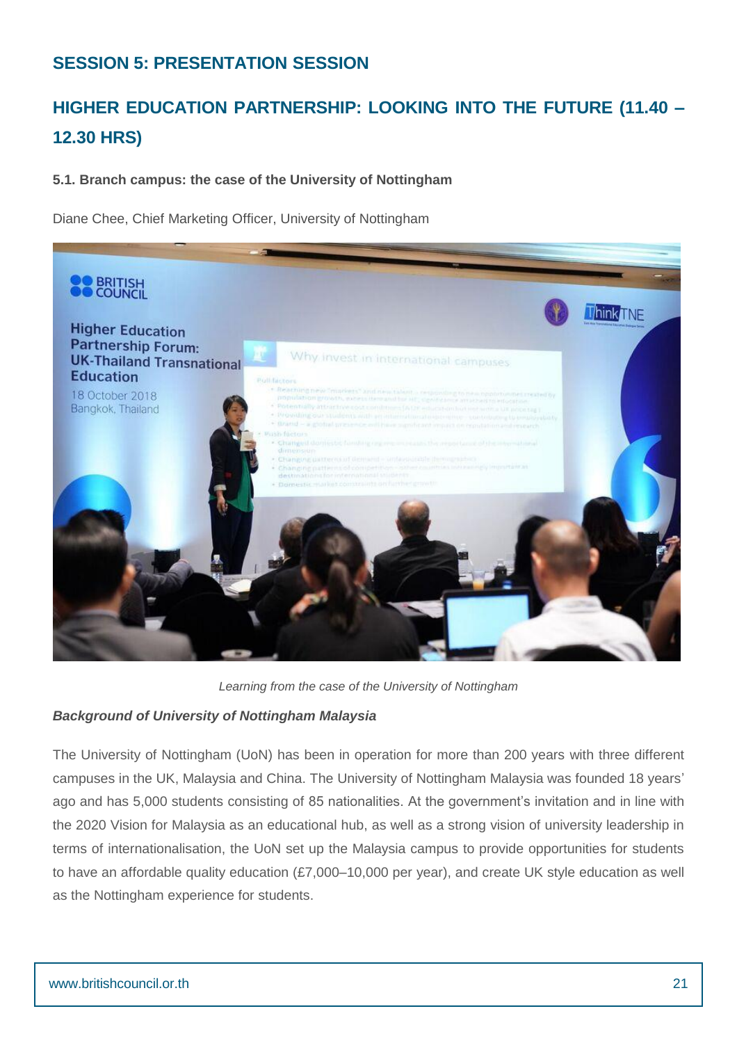## SESSION 5: PRESENTATION SESSION

## HIGHER EDUCATION PARTNERSHIP: LOOKING INTO THE FUTURE (11.40 – 12.30 HRS)

**5.1. Branch campus: the case of the University of Nottingham**

Diane Chee, Chief Marketing Officer, University of Nottingham

*Learning from the case of the University of Nottingham*

***Background of University of Nottingham Malaysia***

The University of Nottingham (UoN) has been in operation for more than 200 years with three different campuses in the UK, Malaysia and China. The University of Nottingham Malaysia was founded 18 years' ago and has 5,000 students consisting of 85 nationalities. At the government's invitation and in line with the 2020 Vision for Malaysia as an educational hub, as well as a strong vision of university leadership in terms of internationalisation, the UoN set up the Malaysia campus to provide opportunities for students to have an affordable quality education (£7,000–10,000 per year), and create UK style education as well as the Nottingham experience for students.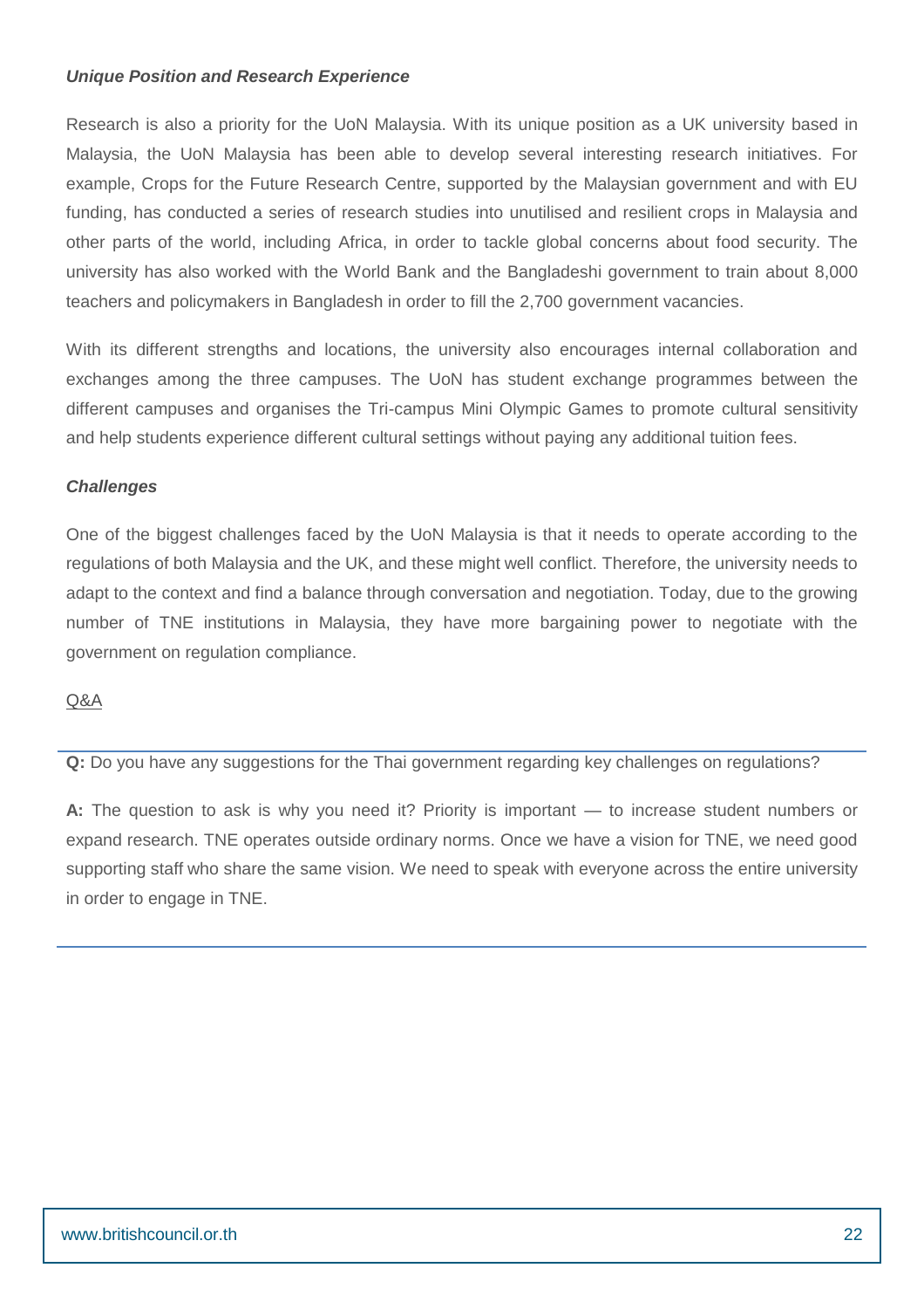***Unique Position and Research Experience***

Research is also a priority for the UoN Malaysia. With its unique position as a UK university based in Malaysia, the UoN Malaysia has been able to develop several interesting research initiatives. For example, Crops for the Future Research Centre, supported by the Malaysian government and with EU funding, has conducted a series of research studies into unutilised and resilient crops in Malaysia and other parts of the world, including Africa, in order to tackle global concerns about food security. The university has also worked with the World Bank and the Bangladeshi government to train about 8,000 teachers and policymakers in Bangladesh in order to fill the 2,700 government vacancies.

With its different strengths and locations, the university also encourages internal collaboration and exchanges among the three campuses. The UoN has student exchange programmes between the different campuses and organises the Tri-campus Mini Olympic Games to promote cultural sensitivity and help students experience different cultural settings without paying any additional tuition fees.

***Challenges***

One of the biggest challenges faced by the UoN Malaysia is that it needs to operate according to the regulations of both Malaysia and the UK, and these might well conflict. Therefore, the university needs to adapt to the context and find a balance through conversation and negotiation. Today, due to the growing number of TNE institutions in Malaysia, they have more bargaining power to negotiate with the government on regulation compliance.

Q&A

**Q:** Do you have any suggestions for the Thai government regarding key challenges on regulations?

**A:** The question to ask is why you need it? Priority is important — to increase student numbers or expand research. TNE operates outside ordinary norms. Once we have a vision for TNE, we need good supporting staff who share the same vision. We need to speak with everyone across the entire university in order to engage in TNE.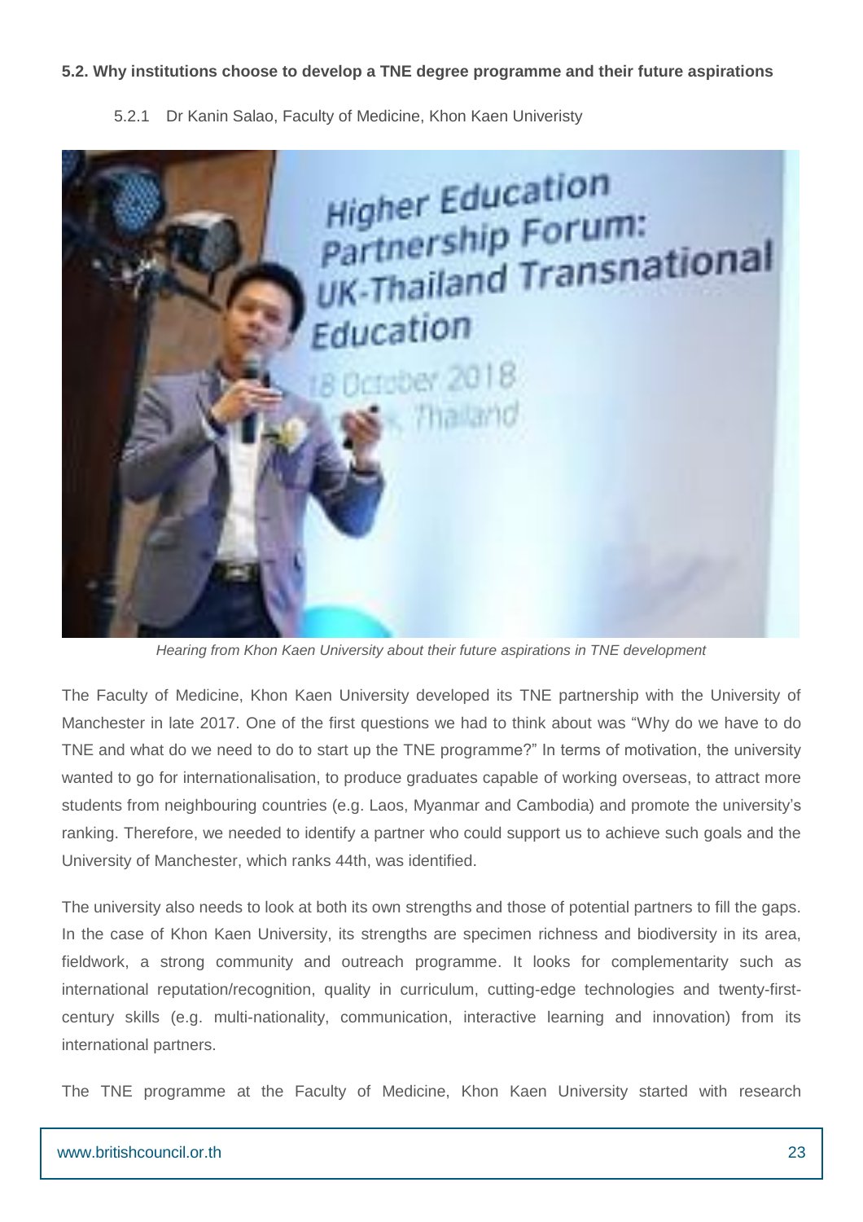### 5.2. Why institutions choose to develop a TNE degree programme and their future aspirations

5.2.1 Dr Kanin Salao, Faculty of Medicine, Khon Kaen Univeristy

*Hearing from Khon Kaen University about their future aspirations in TNE development*

The Faculty of Medicine, Khon Kaen University developed its TNE partnership with the University of Manchester in late 2017. One of the first questions we had to think about was "Why do we have to do TNE and what do we need to do to start up the TNE programme?" In terms of motivation, the university wanted to go for internationalisation, to produce graduates capable of working overseas, to attract more students from neighbouring countries (e.g. Laos, Myanmar and Cambodia) and promote the university's ranking. Therefore, we needed to identify a partner who could support us to achieve such goals and the University of Manchester, which ranks 44th, was identified.

The university also needs to look at both its own strengths and those of potential partners to fill the gaps. In the case of Khon Kaen University, its strengths are specimen richness and biodiversity in its area, fieldwork, a strong community and outreach programme. It looks for complementarity such as international reputation/recognition, quality in curriculum, cutting-edge technologies and twenty-first-century skills (e.g. multi-nationality, communication, interactive learning and innovation) from its international partners.

The TNE programme at the Faculty of Medicine, Khon Kaen University started with research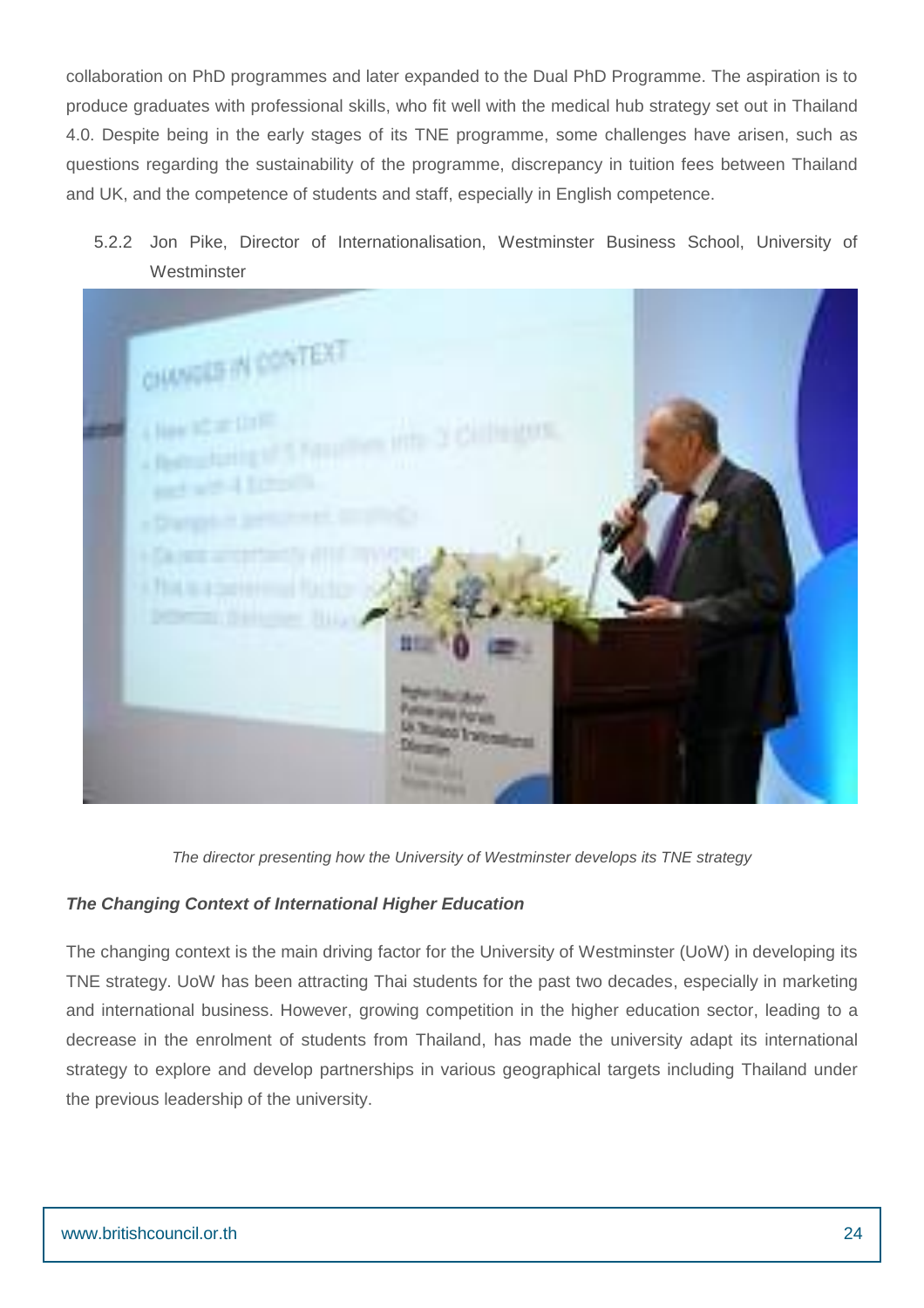collaboration on PhD programmes and later expanded to the Dual PhD Programme. The aspiration is to produce graduates with professional skills, who fit well with the medical hub strategy set out in Thailand 4.0. Despite being in the early stages of its TNE programme, some challenges have arisen, such as questions regarding the sustainability of the programme, discrepancy in tuition fees between Thailand and UK, and the competence of students and staff, especially in English competence.

5.2.2 Jon Pike, Director of Internationalisation, Westminster Business School, University of Westminster

*The director presenting how the University of Westminster develops its TNE strategy*

***The Changing Context of International Higher Education***

The changing context is the main driving factor for the University of Westminster (UoW) in developing its TNE strategy. UoW has been attracting Thai students for the past two decades, especially in marketing and international business. However, growing competition in the higher education sector, leading to a decrease in the enrolment of students from Thailand, has made the university adapt its international strategy to explore and develop partnerships in various geographical targets including Thailand under the previous leadership of the university.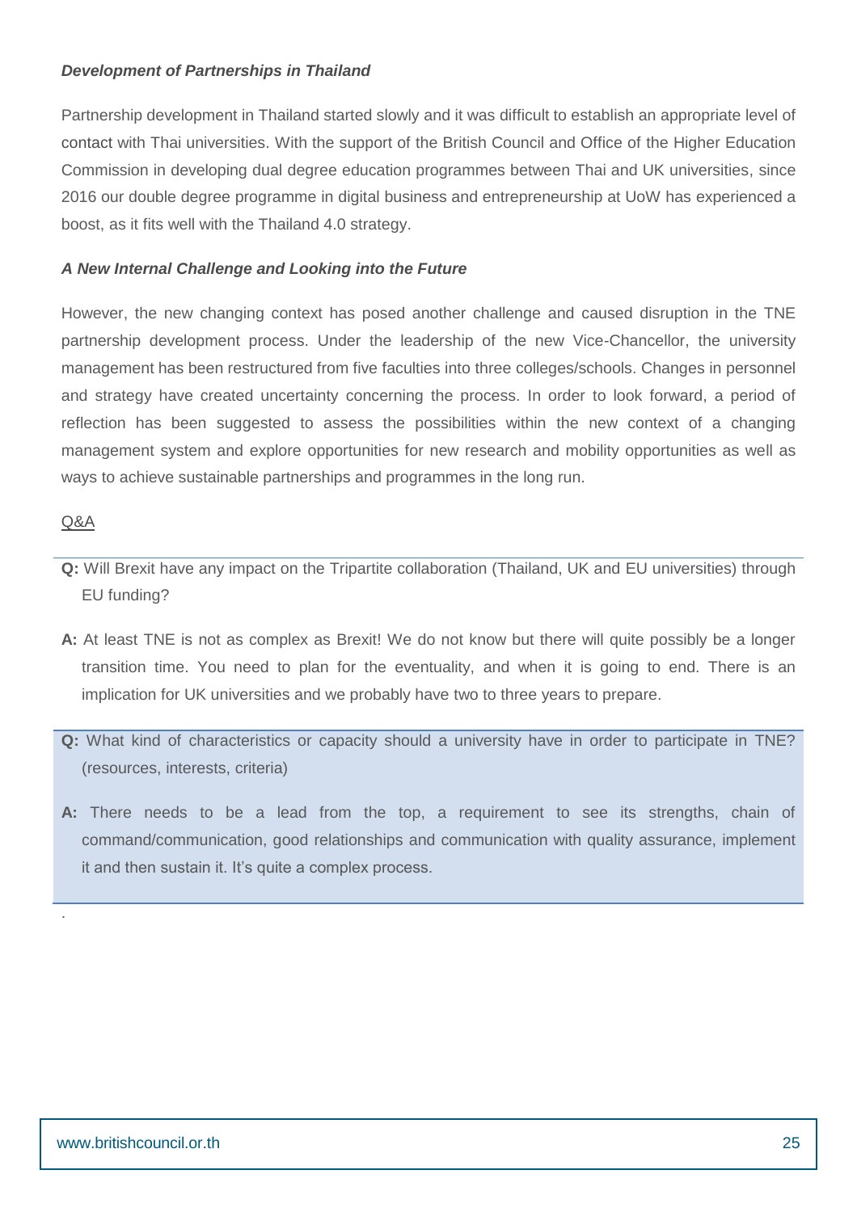***Development of Partnerships in Thailand***

Partnership development in Thailand started slowly and it was difficult to establish an appropriate level of contact with Thai universities. With the support of the British Council and Office of the Higher Education Commission in developing dual degree education programmes between Thai and UK universities, since 2016 our double degree programme in digital business and entrepreneurship at UoW has experienced a boost, as it fits well with the Thailand 4.0 strategy.

***A New Internal Challenge and Looking into the Future***

However, the new changing context has posed another challenge and caused disruption in the TNE partnership development process. Under the leadership of the new Vice-Chancellor, the university management has been restructured from five faculties into three colleges/schools. Changes in personnel and strategy have created uncertainty concerning the process. In order to look forward, a period of reflection has been suggested to assess the possibilities within the new context of a changing management system and explore opportunities for new research and mobility opportunities as well as ways to achieve sustainable partnerships and programmes in the long run.

Q&A

**Q:** Will Brexit have any impact on the Tripartite collaboration (Thailand, UK and EU universities) through EU funding?

**A:** At least TNE is not as complex as Brexit! We do not know but there will quite possibly be a longer transition time. You need to plan for the eventuality, and when it is going to end. There is an implication for UK universities and we probably have two to three years to prepare.

**Q:** What kind of characteristics or capacity should a university have in order to participate in TNE? (resources, interests, criteria)

**A:** There needs to be a lead from the top, a requirement to see its strengths, chain of command/communication, good relationships and communication with quality assurance, implement it and then sustain it. It's quite a complex process.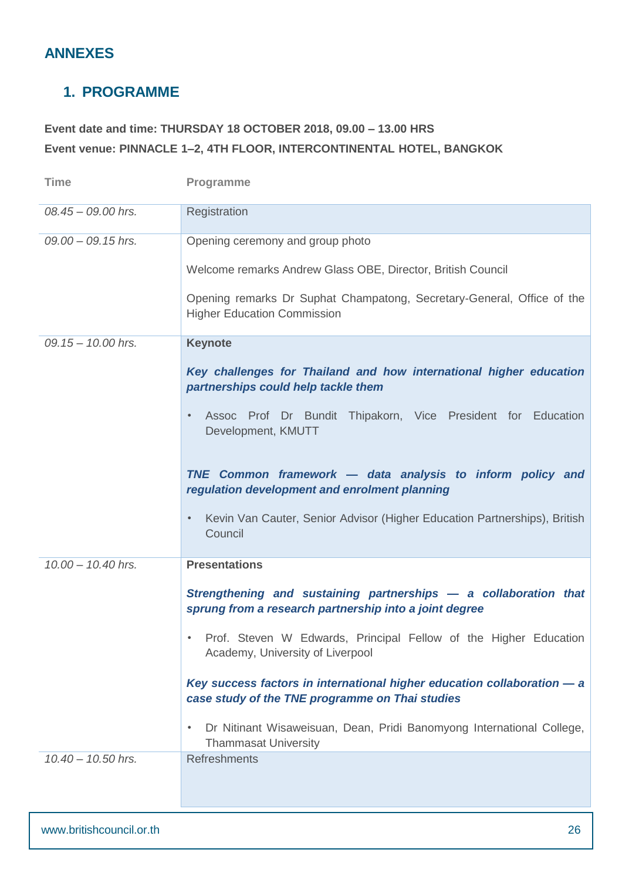## ANNEXES

### 1. PROGRAMME

**Event date and time: THURSDAY 18 OCTOBER 2018, 09.00 – 13.00 HRS**

**Event venue: PINNACLE 1–2, 4TH FLOOR, INTERCONTINENTAL HOTEL, BANGKOK**

| Time | Programme |
|---|---|
| *08.45 – 09.00 hrs.* | Registration |
| *09.00 – 09.15 hrs.* | Opening ceremony and group photo<br><br>Welcome remarks Andrew Glass OBE, Director, British Council<br><br>Opening remarks Dr Suphat Champatong, Secretary-General, Office of the Higher Education Commission |
| *09.15 – 10.00 hrs.* | **Keynote**<br><br>***Key challenges for Thailand and how international higher education partnerships could help tackle them***<br><br>• Assoc Prof Dr Bundit Thipakorn, Vice President for Education Development, KMUTT<br><br>***TNE Common framework — data analysis to inform policy and regulation development and enrolment planning***<br><br>• Kevin Van Cauter, Senior Advisor (Higher Education Partnerships), British Council |
| *10.00 – 10.40 hrs.* | **Presentations**<br><br>***Strengthening and sustaining partnerships — a collaboration that sprung from a research partnership into a joint degree***<br><br>• Prof. Steven W Edwards, Principal Fellow of the Higher Education Academy, University of Liverpool<br><br>***Key success factors in international higher education collaboration — a case study of the TNE programme on Thai studies***<br><br>• Dr Nitinant Wisaweisuan, Dean, Pridi Banomyong International College, Thammasat University |
| *10.40 – 10.50 hrs.* | Refreshments |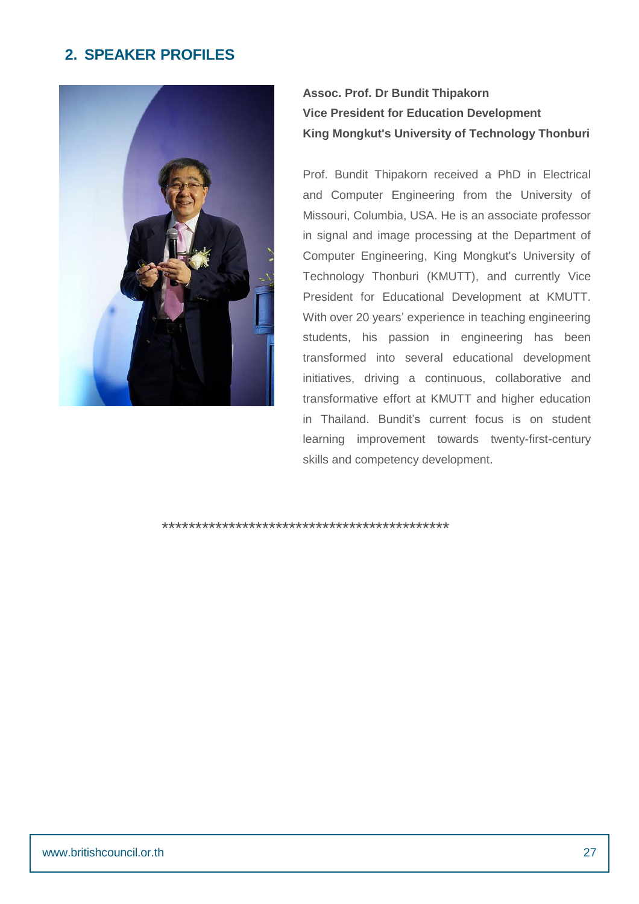## 2. SPEAKER PROFILES

**Assoc. Prof. Dr Bundit Thipakorn**
**Vice President for Education Development**
**King Mongkut's University of Technology Thonburi**

Prof. Bundit Thipakorn received a PhD in Electrical and Computer Engineering from the University of Missouri, Columbia, USA. He is an associate professor in signal and image processing at the Department of Computer Engineering, King Mongkut's University of Technology Thonburi (KMUTT), and currently Vice President for Educational Development at KMUTT. With over 20 years' experience in teaching engineering students, his passion in engineering has been transformed into several educational development initiatives, driving a continuous, collaborative and transformative effort at KMUTT and higher education in Thailand. Bundit's current focus is on student learning improvement towards twenty-first-century skills and competency development.

*******************************************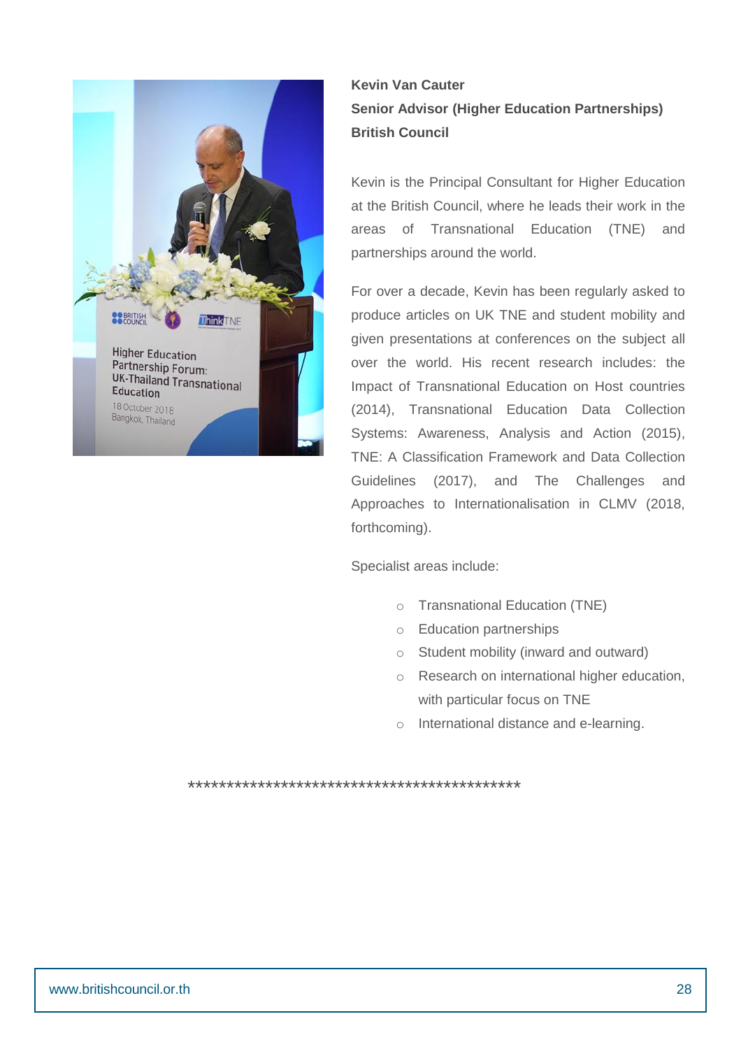**Kevin Van Cauter**
**Senior Advisor (Higher Education Partnerships)**
**British Council**

Kevin is the Principal Consultant for Higher Education at the British Council, where he leads their work in the areas of Transnational Education (TNE) and partnerships around the world.

For over a decade, Kevin has been regularly asked to produce articles on UK TNE and student mobility and given presentations at conferences on the subject all over the world. His recent research includes: the Impact of Transnational Education on Host countries (2014), Transnational Education Data Collection Systems: Awareness, Analysis and Action (2015), TNE: A Classification Framework and Data Collection Guidelines (2017), and The Challenges and Approaches to Internationalisation in CLMV (2018, forthcoming).

Specialist areas include:

- Transnational Education (TNE)
- Education partnerships
- Student mobility (inward and outward)
- Research on international higher education, with particular focus on TNE
- International distance and e-learning.

*******************************************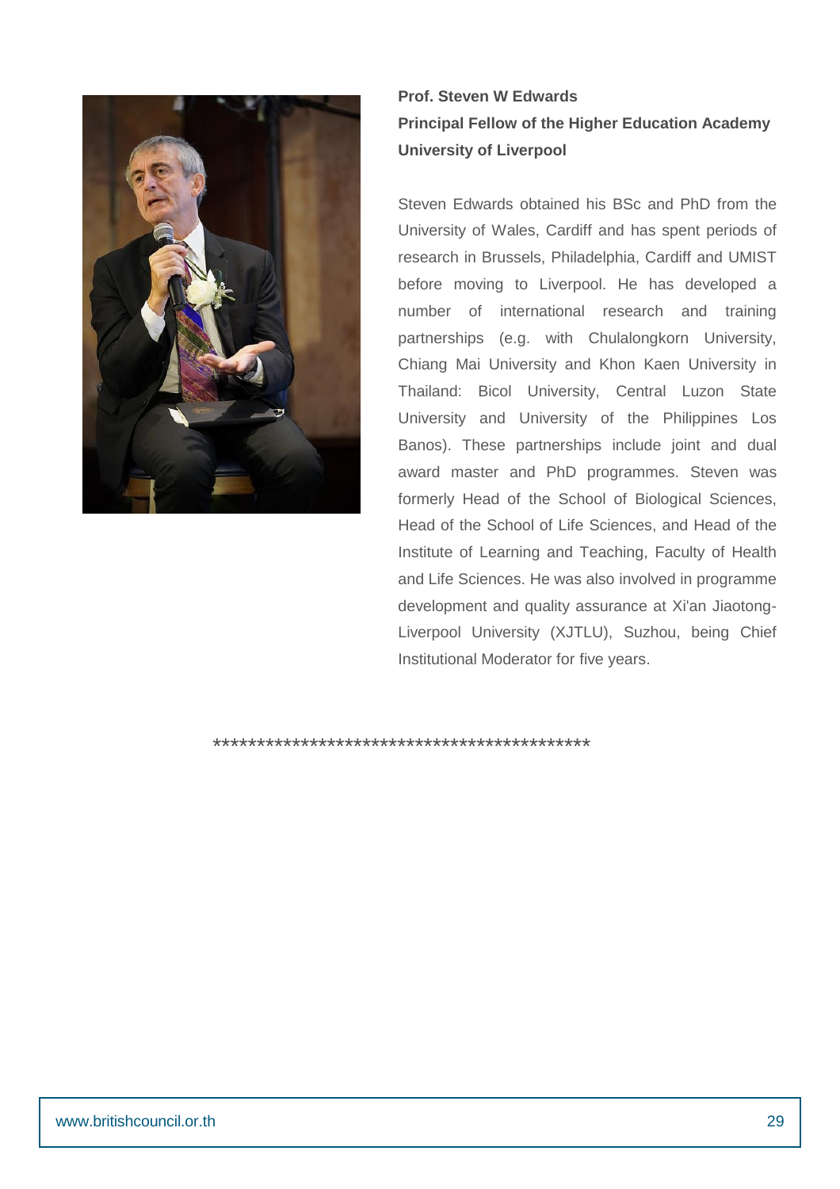**Prof. Steven W Edwards**
**Principal Fellow of the Higher Education Academy**
**University of Liverpool**

Steven Edwards obtained his BSc and PhD from the University of Wales, Cardiff and has spent periods of research in Brussels, Philadelphia, Cardiff and UMIST before moving to Liverpool. He has developed a number of international research and training partnerships (e.g. with Chulalongkorn University, Chiang Mai University and Khon Kaen University in Thailand: Bicol University, Central Luzon State University and University of the Philippines Los Banos). These partnerships include joint and dual award master and PhD programmes. Steven was formerly Head of the School of Biological Sciences, Head of the School of Life Sciences, and Head of the Institute of Learning and Teaching, Faculty of Health and Life Sciences. He was also involved in programme development and quality assurance at Xi'an Jiaotong-Liverpool University (XJTLU), Suzhou, being Chief Institutional Moderator for five years.

*********************************************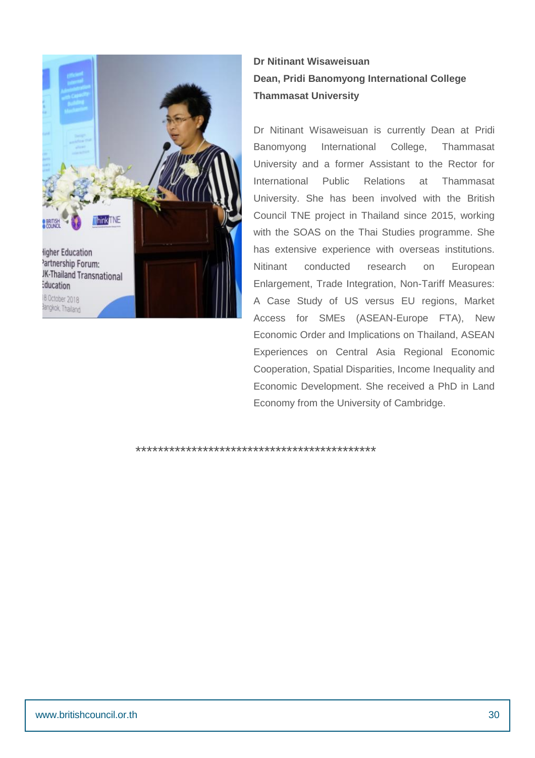**Dr Nitinant Wisaweisuan**
**Dean, Pridi Banomyong International College**
**Thammasat University**

Dr Nitinant Wisaweisuan is currently Dean at Pridi Banomyong International College, Thammasat University and a former Assistant to the Rector for International Public Relations at Thammasat University. She has been involved with the British Council TNE project in Thailand since 2015, working with the SOAS on the Thai Studies programme. She has extensive experience with overseas institutions. Nitinant conducted research on European Enlargement, Trade Integration, Non-Tariff Measures: A Case Study of US versus EU regions, Market Access for SMEs (ASEAN-Europe FTA), New Economic Order and Implications on Thailand, ASEAN Experiences on Central Asia Regional Economic Cooperation, Spatial Disparities, Income Inequality and Economic Development. She received a PhD in Land Economy from the University of Cambridge.

*********************************************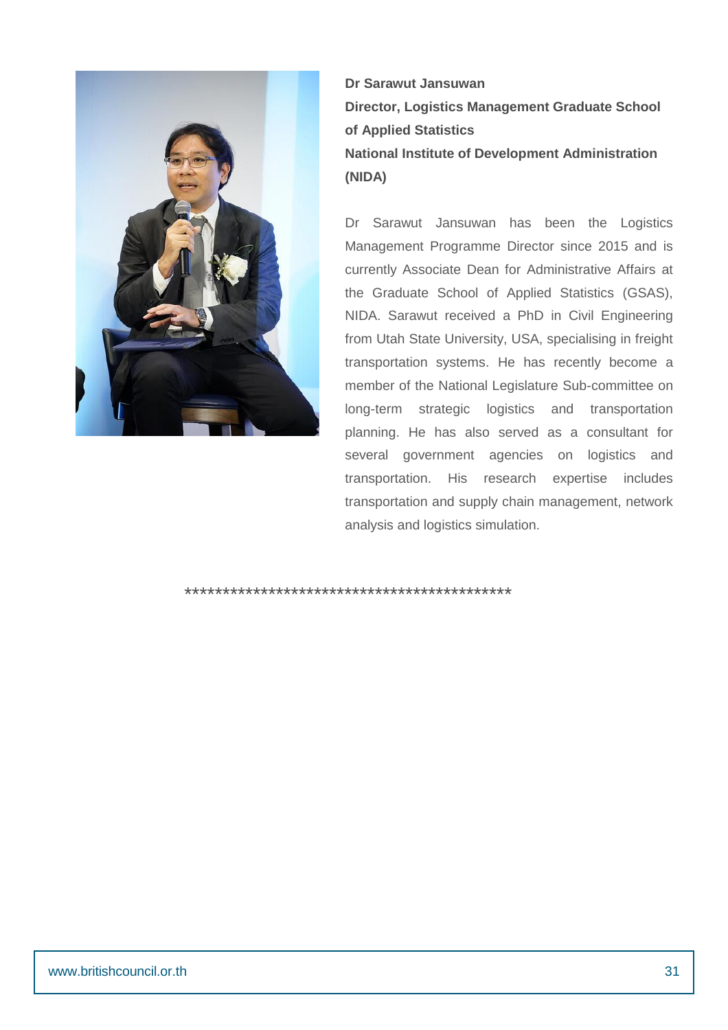**Dr Sarawut Jansuwan**
**Director, Logistics Management Graduate School of Applied Statistics**
**National Institute of Development Administration (NIDA)**

Dr Sarawut Jansuwan has been the Logistics Management Programme Director since 2015 and is currently Associate Dean for Administrative Affairs at the Graduate School of Applied Statistics (GSAS), NIDA. Sarawut received a PhD in Civil Engineering from Utah State University, USA, specialising in freight transportation systems. He has recently become a member of the National Legislature Sub-committee on long-term strategic logistics and transportation planning. He has also served as a consultant for several government agencies on logistics and transportation. His research expertise includes transportation and supply chain management, network analysis and logistics simulation.

*******************************************

www.britishcouncil.or.th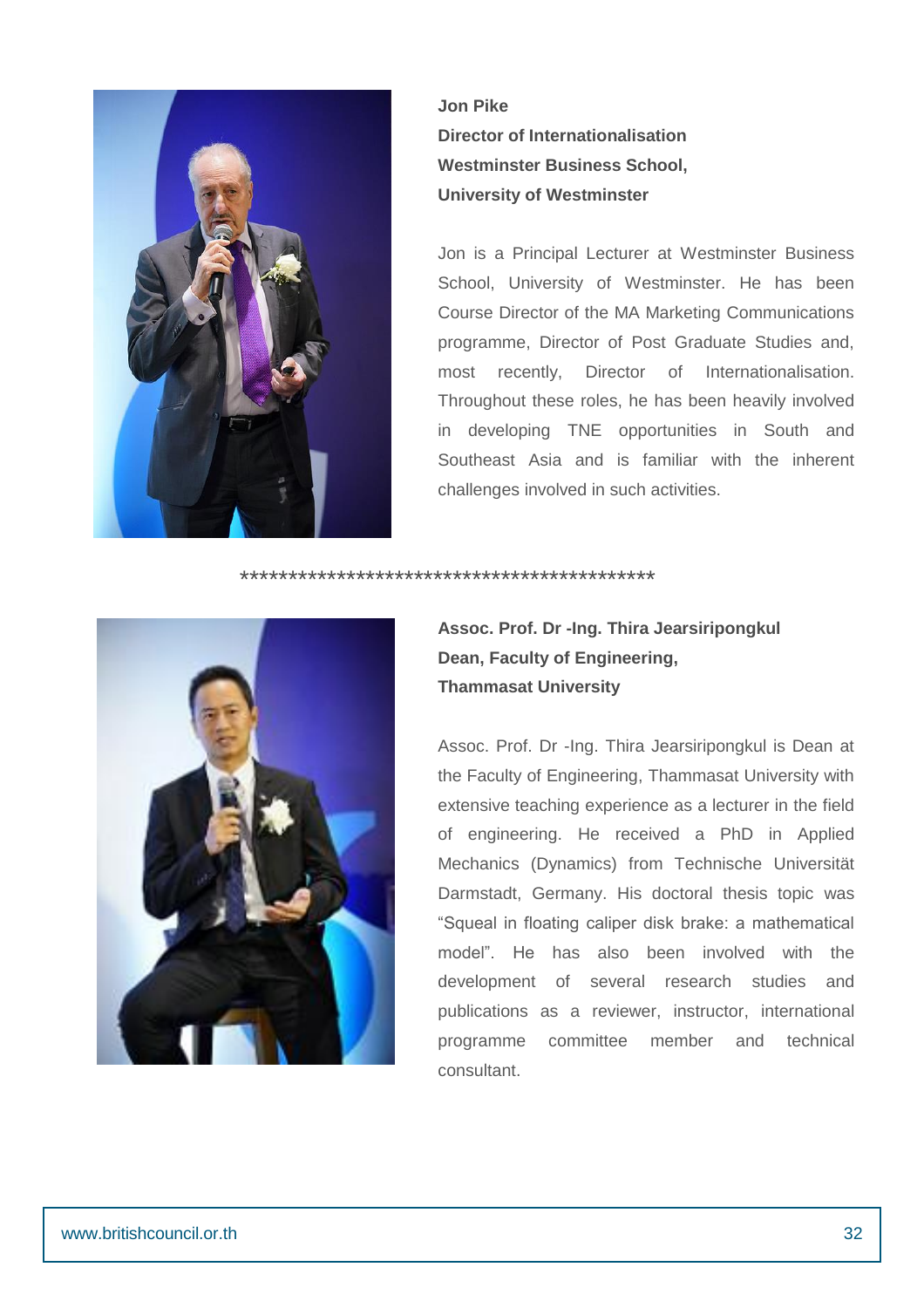**Jon Pike**
**Director of Internationalisation**
**Westminster Business School,**
**University of Westminster**

Jon is a Principal Lecturer at Westminster Business School, University of Westminster. He has been Course Director of the MA Marketing Communications programme, Director of Post Graduate Studies and, most recently, Director of Internationalisation. Throughout these roles, he has been heavily involved in developing TNE opportunities in South and Southeast Asia and is familiar with the inherent challenges involved in such activities.

*******************************************

**Assoc. Prof. Dr -Ing. Thira Jearsiripongkul**
**Dean, Faculty of Engineering,**
**Thammasat University**

Assoc. Prof. Dr -Ing. Thira Jearsiripongkul is Dean at the Faculty of Engineering, Thammasat University with extensive teaching experience as a lecturer in the field of engineering. He received a PhD in Applied Mechanics (Dynamics) from Technische Universität Darmstadt, Germany. His doctoral thesis topic was "Squeal in floating caliper disk brake: a mathematical model". He has also been involved with the development of several research studies and publications as a reviewer, instructor, international programme committee member and technical consultant.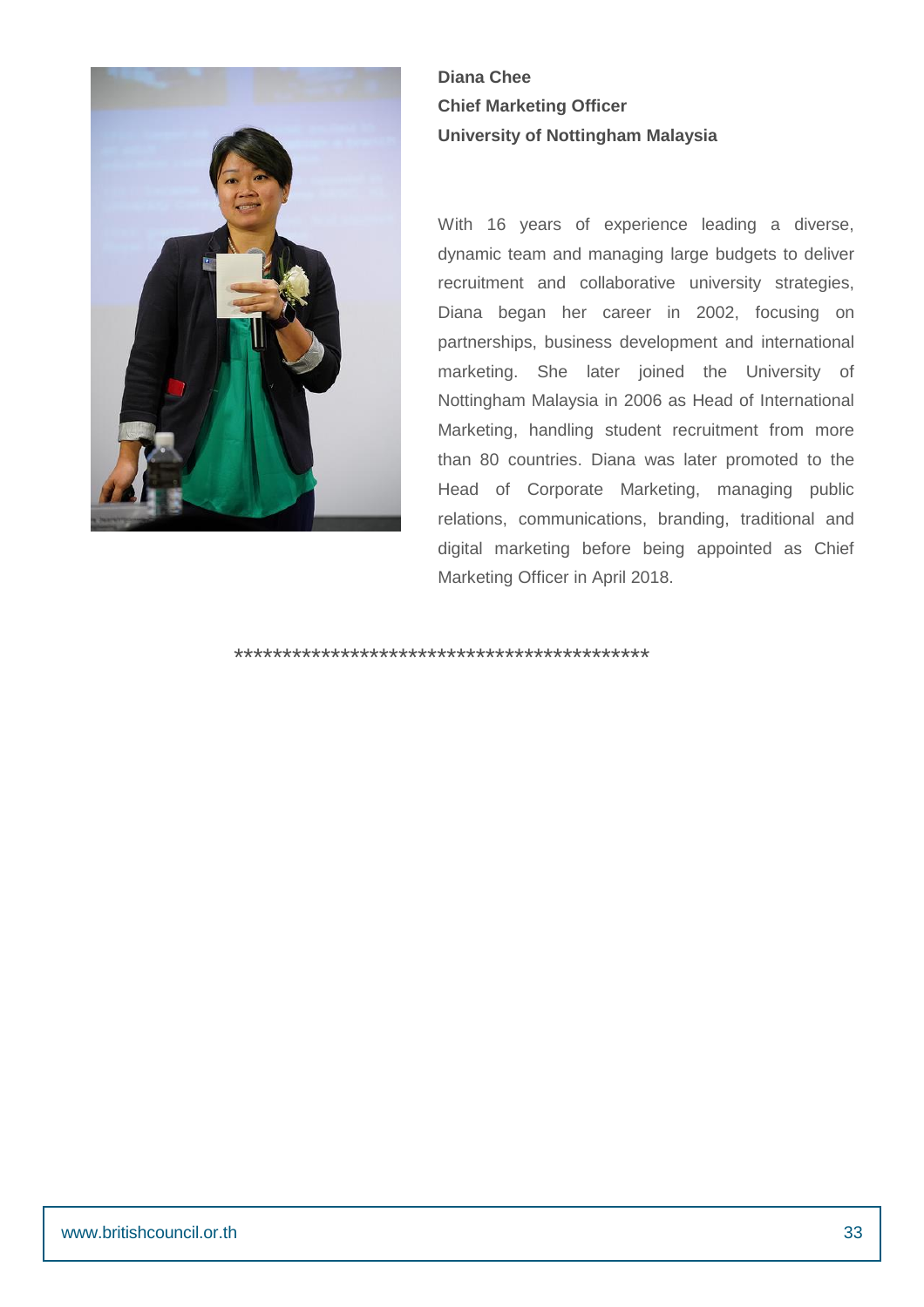**Diana Chee**
**Chief Marketing Officer**
**University of Nottingham Malaysia**

With 16 years of experience leading a diverse, dynamic team and managing large budgets to deliver recruitment and collaborative university strategies, Diana began her career in 2002, focusing on partnerships, business development and international marketing. She later joined the University of Nottingham Malaysia in 2006 as Head of International Marketing, handling student recruitment from more than 80 countries. Diana was later promoted to the Head of Corporate Marketing, managing public relations, communications, branding, traditional and digital marketing before being appointed as Chief Marketing Officer in April 2018.

********************************************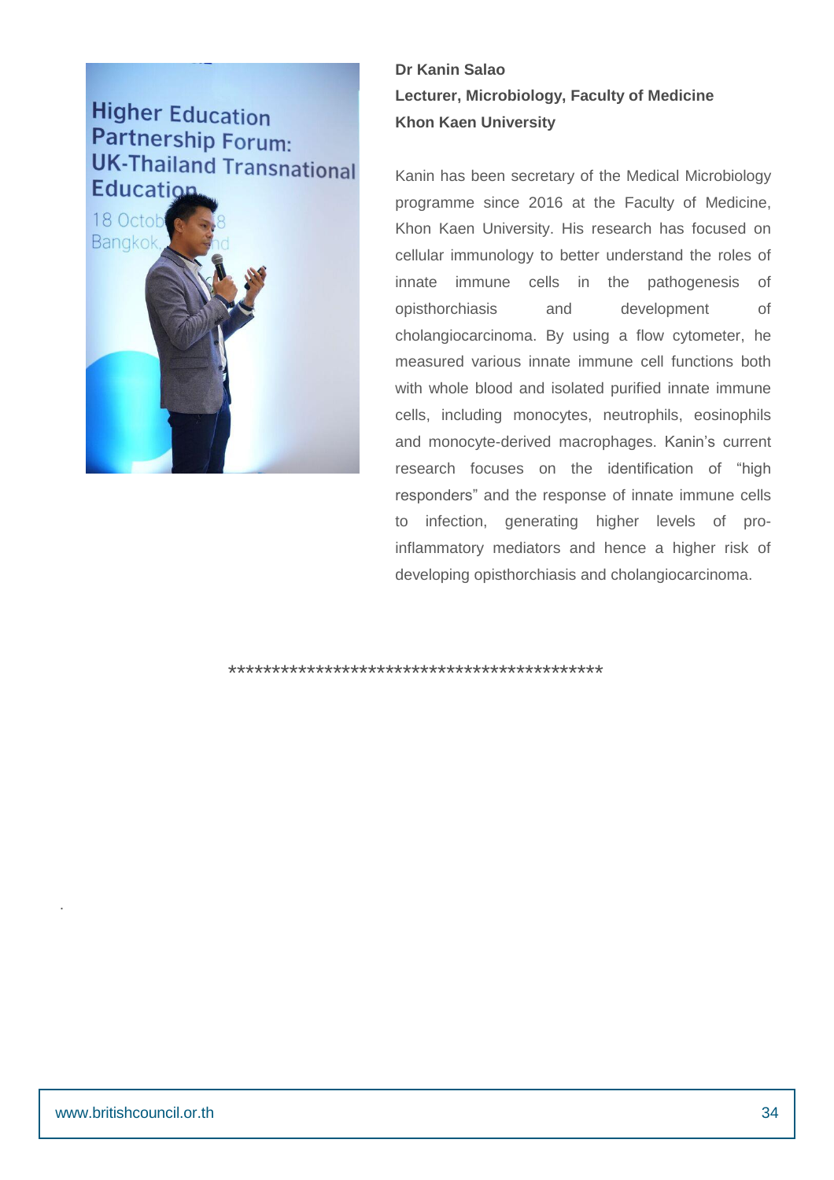**Dr Kanin Salao**
**Lecturer, Microbiology, Faculty of Medicine**
**Khon Kaen University**

Kanin has been secretary of the Medical Microbiology programme since 2016 at the Faculty of Medicine, Khon Kaen University. His research has focused on cellular immunology to better understand the roles of innate immune cells in the pathogenesis of opisthorchiasis and development of cholangiocarcinoma. By using a flow cytometer, he measured various innate immune cell functions both with whole blood and isolated purified innate immune cells, including monocytes, neutrophils, eosinophils and monocyte-derived macrophages. Kanin's current research focuses on the identification of "high responders" and the response of innate immune cells to infection, generating higher levels of pro-inflammatory mediators and hence a higher risk of developing opisthorchiasis and cholangiocarcinoma.

*********************************************